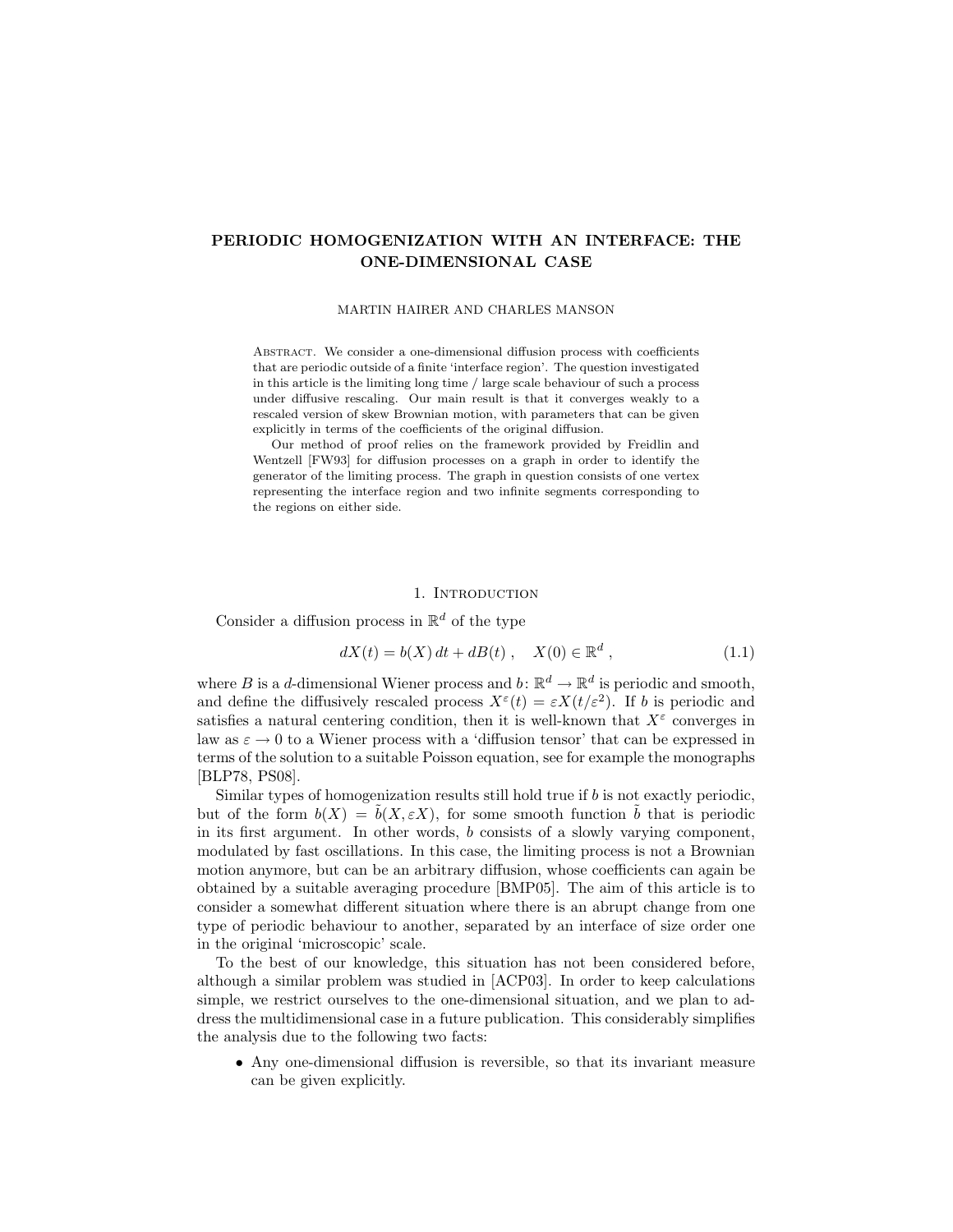# PERIODIC HOMOGENIZATION WITH AN INTERFACE: THE ONE-DIMENSIONAL CASE

MARTIN HAIRER AND CHARLES MANSON

Abstract. We consider a one-dimensional diffusion process with coefficients that are periodic outside of a finite 'interface region'. The question investigated in this article is the limiting long time / large scale behaviour of such a process under diffusive rescaling. Our main result is that it converges weakly to a rescaled version of skew Brownian motion, with parameters that can be given explicitly in terms of the coefficients of the original diffusion.

Our method of proof relies on the framework provided by Freidlin and Wentzell [FW93] for diffusion processes on a graph in order to identify the generator of the limiting process. The graph in question consists of one vertex representing the interface region and two infinite segments corresponding to the regions on either side.

## 1. Introduction

Consider a diffusion process in $\mathbb{R}^d$ of the type

$$dX(t) = b(X)\,dt + dB(t)\;, \quad X(0) \in \mathbb{R}^d\;, \tag{1.1}$$

where $B$ is a $d$-dimensional Wiener process and $b\colon \mathbb{R}^d \to \mathbb{R}^d$ is periodic and smooth, and define the diffusively rescaled process $X^\varepsilon(t) = \varepsilon X(t/\varepsilon^2)$. If $b$ is periodic and satisfies a natural centering condition, then it is well-known that $X^\varepsilon$ converges in law as $\varepsilon \to 0$ to a Wiener process with a 'diffusion tensor' that can be expressed in terms of the solution to a suitable Poisson equation, see for example the monographs [BLP78, PS08].

Similar types of homogenization results still hold true if $b$ is not exactly periodic, but of the form $b(X) = \tilde{b}(X, \varepsilon X)$, for some smooth function $\tilde{b}$ that is periodic in its first argument. In other words, $b$ consists of a slowly varying component, modulated by fast oscillations. In this case, the limiting process is not a Brownian motion anymore, but can be an arbitrary diffusion, whose coefficients can again be obtained by a suitable averaging procedure [BMP05]. The aim of this article is to consider a somewhat different situation where there is an abrupt change from one type of periodic behaviour to another, separated by an interface of size order one in the original 'microscopic' scale.

To the best of our knowledge, this situation has not been considered before, although a similar problem was studied in [ACP03]. In order to keep calculations simple, we restrict ourselves to the one-dimensional situation, and we plan to address the multidimensional case in a future publication. This considerably simplifies the analysis due to the following two facts:

- Any one-dimensional diffusion is reversible, so that its invariant measure can be given explicitly.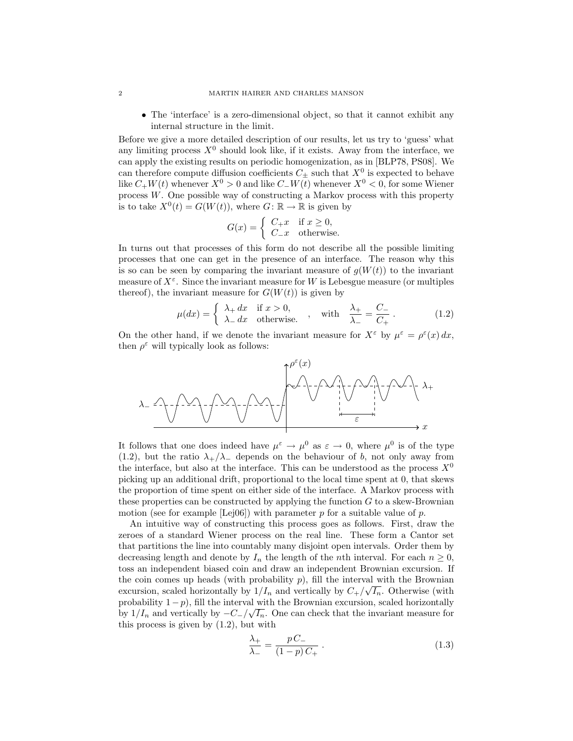- The 'interface' is a zero-dimensional object, so that it cannot exhibit any internal structure in the limit.

Before we give a more detailed description of our results, let us try to 'guess' what any limiting process $X^0$ should look like, if it exists. Away from the interface, we can apply the existing results on periodic homogenization, as in [BLP78, PS08]. We can therefore compute diffusion coefficients $C_\pm$ such that $X^0$ is expected to behave like $C_+W(t)$ whenever $X^0 > 0$ and like $C_-W(t)$ whenever $X^0 < 0$, for some Wiener process $W$. One possible way of constructing a Markov process with this property is to take $X^0(t) = G(W(t))$, where $G\colon \mathbb{R} \to \mathbb{R}$ is given by

$$G(x) = \begin{cases} C_+ x & \text{if } x \geq 0, \\ C_- x & \text{otherwise.} \end{cases}$$

In turns out that processes of this form do not describe all the possible limiting processes that one can get in the presence of an interface. The reason why this is so can be seen by comparing the invariant measure of $g(W(t))$ to the invariant measure of $X^\varepsilon$. Since the invariant measure for $W$ is Lebesgue measure (or multiples thereof), the invariant measure for $G(W(t))$ is given by

$$\mu(dx) = \begin{cases} \lambda_+ \, dx & \text{if } x > 0, \\ \lambda_- \, dx & \text{otherwise.} \end{cases} \quad , \quad \text{with} \quad \frac{\lambda_+}{\lambda_-} = \frac{C_-}{C_+} \; . \tag{1.2}$$

On the other hand, if we denote the invariant measure for $X^\varepsilon$ by $\mu^\varepsilon = \rho^\varepsilon(x)\, dx$, then $\rho^\varepsilon$ will typically look as follows:

It follows that one does indeed have $\mu^\varepsilon \to \mu^0$ as $\varepsilon \to 0$, where $\mu^0$ is of the type (1.2), but the ratio $\lambda_+/\lambda_-$ depends on the behaviour of $b$, not only away from the interface, but also at the interface. This can be understood as the process $X^0$ picking up an additional drift, proportional to the local time spent at 0, that skews the proportion of time spent on either side of the interface. A Markov process with these properties can be constructed by applying the function $G$ to a skew-Brownian motion (see for example [Lej06]) with parameter $p$ for a suitable value of $p$.

An intuitive way of constructing this process goes as follows. First, draw the zeroes of a standard Wiener process on the real line. These form a Cantor set that partitions the line into countably many disjoint open intervals. Order them by decreasing length and denote by $I_n$ the length of the $n$th interval. For each $n \geq 0$, toss an independent biased coin and draw an independent Brownian excursion. If the coin comes up heads (with probability $p$), fill the interval with the Brownian excursion, scaled horizontally by $1/I_n$ and vertically by $C_+/\sqrt{I_n}$. Otherwise (with probability $1-p$), fill the interval with the Brownian excursion, scaled horizontally by $1/I_n$ and vertically by $-C_-/\sqrt{I_n}$. One can check that the invariant measure for this process is given by (1.2), but with

$$\frac{\lambda_+}{\lambda_-} = \frac{p\, C_-}{(1-p)\, C_+} \; . \tag{1.3}$$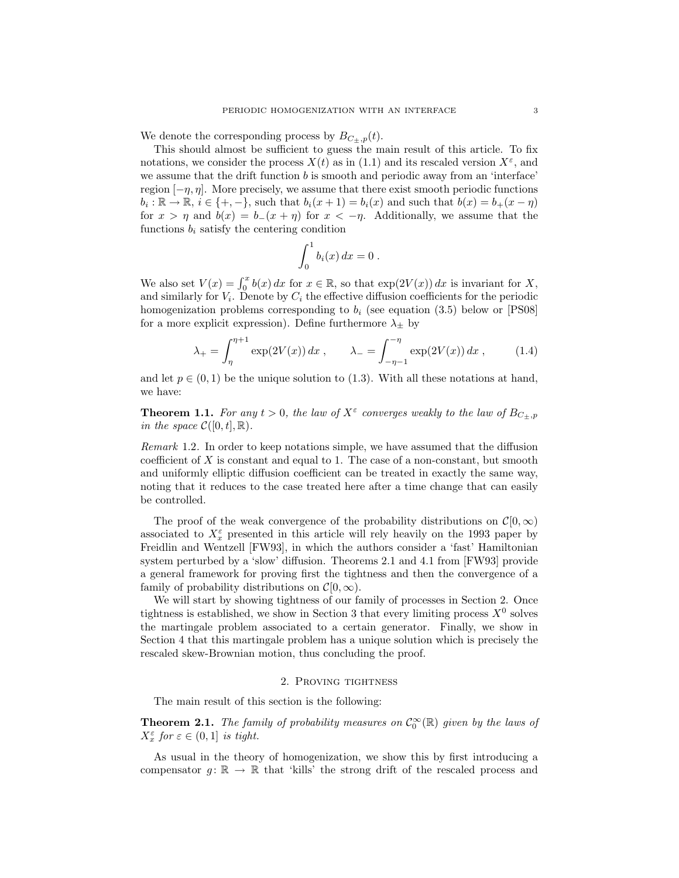We denote the corresponding process by $B_{C_\pm,p}(t)$.

This should almost be sufficient to guess the main result of this article. To fix notations, we consider the process $X(t)$ as in (1.1) and its rescaled version $X^\varepsilon$, and we assume that the drift function $b$ is smooth and periodic away from an 'interface' region $[-\eta,\eta]$. More precisely, we assume that there exist smooth periodic functions $b_i : \mathbb{R} \to \mathbb{R}$, $i \in \{+,-\}$, such that $b_i(x+1) = b_i(x)$ and such that $b(x) = b_+(x-\eta)$ for $x > \eta$ and $b(x) = b_-(x+\eta)$ for $x < -\eta$. Additionally, we assume that the functions $b_i$ satisfy the centering condition

$$\int_0^1 b_i(x)\,dx = 0\;.$$

We also set $V(x) = \int_0^x b(x)\,dx$ for $x \in \mathbb{R}$, so that $\exp(2V(x))\,dx$ is invariant for $X$, and similarly for $V_i$. Denote by $C_i$ the effective diffusion coefficients for the periodic homogenization problems corresponding to $b_i$ (see equation (3.5) below or [PS08] for a more explicit expression). Define furthermore $\lambda_\pm$ by

$$\lambda_+ = \int_\eta^{\eta+1} \exp(2V(x))\,dx\;,\qquad \lambda_- = \int_{-\eta-1}^{-\eta} \exp(2V(x))\,dx\;, \tag{1.4}$$

and let $p \in (0,1)$ be the unique solution to (1.3). With all these notations at hand, we have:

**Theorem 1.1.** *For any $t > 0$, the law of $X^\varepsilon$ converges weakly to the law of $B_{C_\pm,p}$ in the space $\mathcal{C}([0,t],\mathbb{R})$.*

*Remark* 1.2. In order to keep notations simple, we have assumed that the diffusion coefficient of $X$ is constant and equal to 1. The case of a non-constant, but smooth and uniformly elliptic diffusion coefficient can be treated in exactly the same way, noting that it reduces to the case treated here after a time change that can easily be controlled.

The proof of the weak convergence of the probability distributions on $\mathcal{C}[0,\infty)$ associated to $X_x^\varepsilon$ presented in this article will rely heavily on the 1993 paper by Freidlin and Wentzell [FW93], in which the authors consider a 'fast' Hamiltonian system perturbed by a 'slow' diffusion. Theorems 2.1 and 4.1 from [FW93] provide a general framework for proving first the tightness and then the convergence of a family of probability distributions on $\mathcal{C}[0,\infty)$.

We will start by showing tightness of our family of processes in Section 2. Once tightness is established, we show in Section 3 that every limiting process $X^0$ solves the martingale problem associated to a certain generator. Finally, we show in Section 4 that this martingale problem has a unique solution which is precisely the rescaled skew-Brownian motion, thus concluding the proof.

## 2. Proving tightness

The main result of this section is the following:

**Theorem 2.1.** *The family of probability measures on $\mathcal{C}_0^\infty(\mathbb{R})$ given by the laws of $X_x^\varepsilon$ for $\varepsilon \in (0,1]$ is tight.*

As usual in the theory of homogenization, we show this by first introducing a compensator $g\colon \mathbb{R} \to \mathbb{R}$ that 'kills' the strong drift of the rescaled process and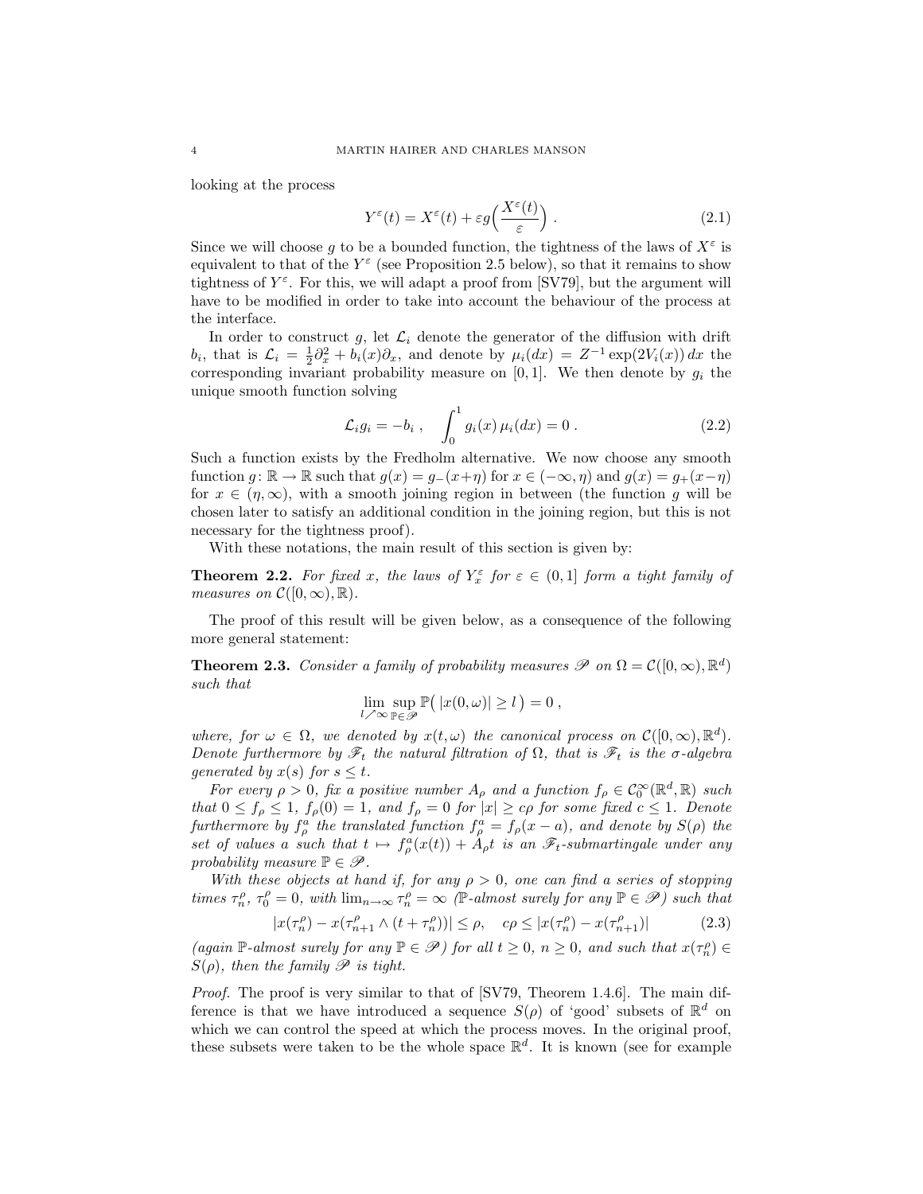looking at the process

$$Y^\varepsilon(t) = X^\varepsilon(t) + \varepsilon g\Big(\frac{X^\varepsilon(t)}{\varepsilon}\Big)\;. \tag{2.1}$$

Since we will choose $g$ to be a bounded function, the tightness of the laws of $X^\varepsilon$ is equivalent to that of the $Y^\varepsilon$ (see Proposition 2.5 below), so that it remains to show tightness of $Y^\varepsilon$. For this, we will adapt a proof from [SV79], but the argument will have to be modified in order to take into account the behaviour of the process at the interface.

In order to construct $g$, let $\mathcal{L}_i$ denote the generator of the diffusion with drift $b_i$, that is $\mathcal{L}_i = \frac{1}{2}\partial_x^2 + b_i(x)\partial_x$, and denote by $\mu_i(dx) = Z^{-1}\exp(2V_i(x))\,dx$ the corresponding invariant probability measure on $[0,1]$. We then denote by $g_i$ the unique smooth function solving

$$\mathcal{L}_i g_i = -b_i\;, \quad \int_0^1 g_i(x)\,\mu_i(dx) = 0\;. \tag{2.2}$$

Such a function exists by the Fredholm alternative. We now choose any smooth function $g\colon \mathbb{R}\to\mathbb{R}$ such that $g(x) = g_-(x+\eta)$ for $x\in(-\infty,\eta)$ and $g(x) = g_+(x-\eta)$ for $x\in(\eta,\infty)$, with a smooth joining region in between (the function $g$ will be chosen later to satisfy an additional condition in the joining region, but this is not necessary for the tightness proof).

With these notations, the main result of this section is given by:

**Theorem 2.2.** *For fixed $x$, the laws of $Y_x^\varepsilon$ for $\varepsilon\in(0,1]$ form a tight family of measures on $\mathcal{C}([0,\infty),\mathbb{R})$.*

The proof of this result will be given below, as a consequence of the following more general statement:

**Theorem 2.3.** *Consider a family of probability measures $\mathscr{P}$ on $\Omega = \mathcal{C}([0,\infty),\mathbb{R}^d)$ such that*

$$\lim_{l\nearrow\infty}\sup_{\mathbb{P}\in\mathscr{P}}\mathbb{P}\big(\,|x(0,\omega)|\geq l\,\big) = 0\;,$$

*where, for $\omega\in\Omega$, we denoted by $x(t,\omega)$ the canonical process on $\mathcal{C}([0,\infty),\mathbb{R}^d)$. Denote furthermore by $\mathscr{F}_t$ the natural filtration of $\Omega$, that is $\mathscr{F}_t$ is the $\sigma$-algebra generated by $x(s)$ for $s\leq t$.*

*For every $\rho>0$, fix a positive number $A_\rho$ and a function $f_\rho\in\mathcal{C}_0^\infty(\mathbb{R}^d,\mathbb{R})$ such that $0\leq f_\rho\leq 1$, $f_\rho(0)=1$, and $f_\rho = 0$ for $|x|\geq c\rho$ for some fixed $c\leq 1$. Denote furthermore by $f_\rho^a$ the translated function $f_\rho^a = f_\rho(x-a)$, and denote by $S(\rho)$ the set of values $a$ such that $t\mapsto f_\rho^a(x(t)) + A_\rho t$ is an $\mathscr{F}_t$-submartingale under any probability measure $\mathbb{P}\in\mathscr{P}$.*

*With these objects at hand if, for any $\rho>0$, one can find a series of stopping times $\tau_n^\rho$, $\tau_0^\rho = 0$, with $\lim_{n\to\infty}\tau_n^\rho = \infty$ ($\mathbb{P}$-almost surely for any $\mathbb{P}\in\mathscr{P}$) such that*

$$|x(\tau_n^\rho) - x(\tau_{n+1}^\rho\wedge(t+\tau_n^\rho))|\leq\rho,\quad c\rho\leq|x(\tau_n^\rho) - x(\tau_{n+1}^\rho)| \tag{2.3}$$

*(again $\mathbb{P}$-almost surely for any $\mathbb{P}\in\mathscr{P}$) for all $t\geq 0$, $n\geq 0$, and such that $x(\tau_n^\rho)\in S(\rho)$, then the family $\mathscr{P}$ is tight.*

*Proof.* The proof is very similar to that of [SV79, Theorem 1.4.6]. The main difference is that we have introduced a sequence $S(\rho)$ of 'good' subsets of $\mathbb{R}^d$ on which we can control the speed at which the process moves. In the original proof, these subsets were taken to be the whole space $\mathbb{R}^d$. It is known (see for example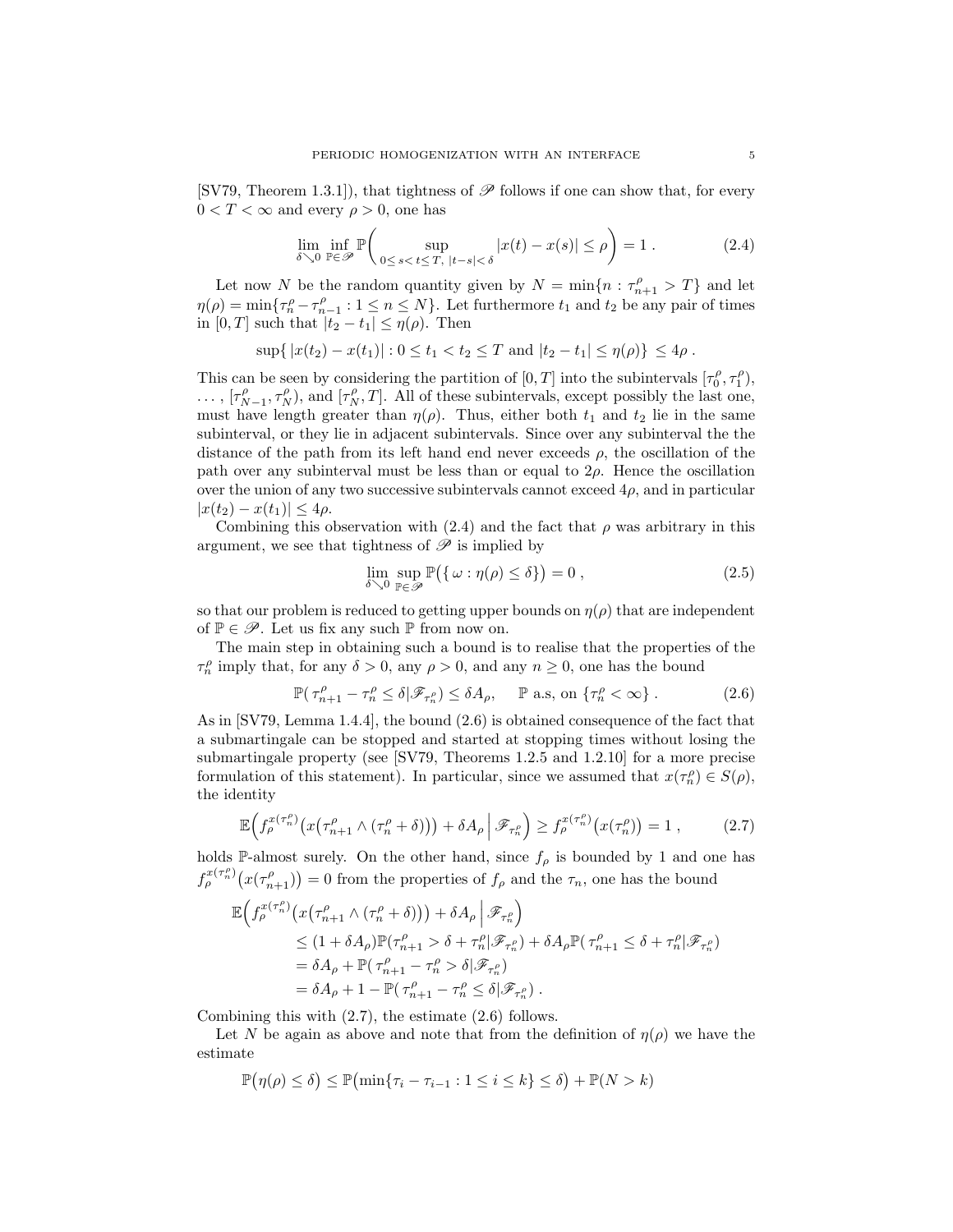[SV79, Theorem 1.3.1]), that tightness of $\mathscr{P}$ follows if one can show that, for every $0 < T < \infty$ and every $\rho > 0$, one has

$$\lim_{\delta \searrow 0} \inf_{\mathbb{P} \in \mathscr{P}} \mathbb{P}\biggl( \sup_{0 \le s < t \le T,\ |t-s| < \delta} |x(t) - x(s)| \le \rho \biggr) = 1 \;. \tag{2.4}$$

Let now $N$ be the random quantity given by $N = \min\{n : \tau^\rho_{n+1} > T\}$ and let $\eta(\rho) = \min\{\tau^\rho_n - \tau^\rho_{n-1} : 1 \le n \le N\}$. Let furthermore $t_1$ and $t_2$ be any pair of times in $[0,T]$ such that $|t_2 - t_1| \le \eta(\rho)$. Then

$$\sup\{\, |x(t_2) - x(t_1)| : 0 \le t_1 < t_2 \le T \text{ and } |t_2 - t_1| \le \eta(\rho)\} \le 4\rho \;.$$

This can be seen by considering the partition of $[0,T]$ into the subintervals $[\tau^\rho_0, \tau^\rho_1)$, $\ldots$, $[\tau^\rho_{N-1}, \tau^\rho_N)$, and $[\tau^\rho_N, T]$. All of these subintervals, except possibly the last one, must have length greater than $\eta(\rho)$. Thus, either both $t_1$ and $t_2$ lie in the same subinterval, or they lie in adjacent subintervals. Since over any subinterval the the distance of the path from its left hand end never exceeds $\rho$, the oscillation of the path over any subinterval must be less than or equal to $2\rho$. Hence the oscillation over the union of any two successive subintervals cannot exceed $4\rho$, and in particular $|x(t_2) - x(t_1)| \le 4\rho$.

Combining this observation with (2.4) and the fact that $\rho$ was arbitrary in this argument, we see that tightness of $\mathscr{P}$ is implied by

$$\lim_{\delta \searrow 0} \sup_{\mathbb{P} \in \mathscr{P}} \mathbb{P}\bigl(\{\, \omega : \eta(\rho) \le \delta\}\bigr) = 0 \;, \tag{2.5}$$

so that our problem is reduced to getting upper bounds on $\eta(\rho)$ that are independent of $\mathbb{P} \in \mathscr{P}$. Let us fix any such $\mathbb{P}$ from now on.

The main step in obtaining such a bound is to realise that the properties of the $\tau^\rho_n$ imply that, for any $\delta > 0$, any $\rho > 0$, and any $n \ge 0$, one has the bound

$$\mathbb{P}(\, \tau^\rho_{n+1} - \tau^\rho_n \le \delta | \mathscr{F}_{\tau^\rho_n}) \le \delta A_\rho, \qquad \mathbb{P} \text{ a.s, on } \{\tau^\rho_n < \infty\} \;. \tag{2.6}$$

As in [SV79, Lemma 1.4.4], the bound (2.6) is obtained consequence of the fact that a submartingale can be stopped and started at stopping times without losing the submartingale property (see [SV79, Theorems 1.2.5 and 1.2.10] for a more precise formulation of this statement). In particular, since we assumed that $x(\tau^\rho_n) \in S(\rho)$, the identity

$$\mathbb{E}\Bigl( f_\rho^{x(\tau^\rho_n)}\bigl(x\bigl(\tau^\rho_{n+1} \wedge (\tau^\rho_n + \delta)\bigr)\bigr) + \delta A_\rho \Bigm| \mathscr{F}_{\tau^\rho_n}\Bigr) \ge f_\rho^{x(\tau^\rho_n)}\bigl(x(\tau^\rho_n)\bigr) = 1 \;, \tag{2.7}$$

holds $\mathbb{P}$-almost surely. On the other hand, since $f_\rho$ is bounded by 1 and one has $f_\rho^{x(\tau^\rho_n)}\bigl(x(\tau^\rho_{n+1})\bigr) = 0$ from the properties of $f_\rho$ and the $\tau_n$, one has the bound

$$\begin{aligned}
\mathbb{E}\Bigl( f_\rho^{x(\tau^\rho_n)}&\bigl(x\bigl(\tau^\rho_{n+1} \wedge (\tau^\rho_n + \delta)\bigr)\bigr) + \delta A_\rho \Bigm| \mathscr{F}_{\tau^\rho_n}\Bigr) \\
&\le (1 + \delta A_\rho)\mathbb{P}(\tau^\rho_{n+1} > \delta + \tau^\rho_n | \mathscr{F}_{\tau^\rho_n}) + \delta A_\rho \mathbb{P}(\, \tau^\rho_{n+1} \le \delta + \tau^\rho_n | \mathscr{F}_{\tau^\rho_n}) \\
&= \delta A_\rho + \mathbb{P}(\, \tau^\rho_{n+1} - \tau^\rho_n > \delta | \mathscr{F}_{\tau^\rho_n}) \\
&= \delta A_\rho + 1 - \mathbb{P}(\, \tau^\rho_{n+1} - \tau^\rho_n \le \delta | \mathscr{F}_{\tau^\rho_n}) \;.
\end{aligned}$$

Combining this with (2.7), the estimate (2.6) follows.

Let $N$ be again as above and note that from the definition of $\eta(\rho)$ we have the estimate

$$\mathbb{P}\bigl(\eta(\rho) \le \delta\bigr) \le \mathbb{P}\bigl(\min\{\tau_i - \tau_{i-1} : 1 \le i \le k\} \le \delta\bigr) + \mathbb{P}(N > k)$$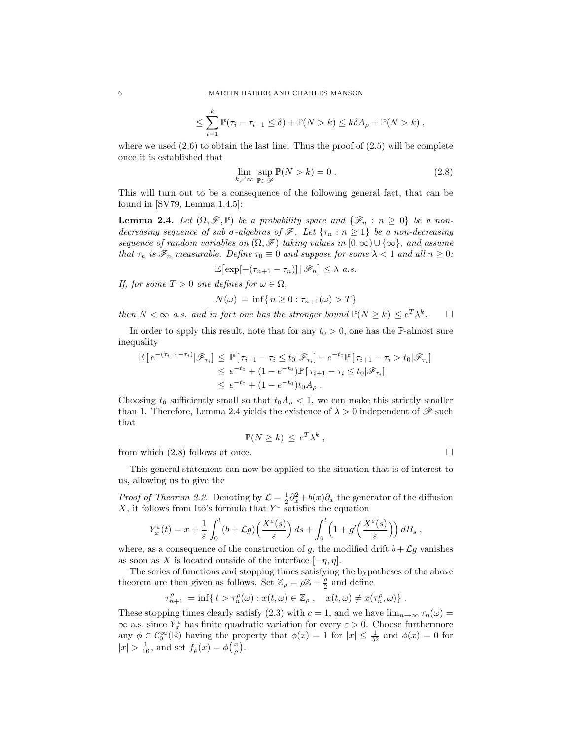$$\leq \sum_{i=1}^{k} \mathbb{P}(\tau_i - \tau_{i-1} \leq \delta) + \mathbb{P}(N > k) \leq k\delta A_\rho + \mathbb{P}(N > k) \;,$$

where we used (2.6) to obtain the last line. Thus the proof of (2.5) will be complete once it is established that

$$\lim_{k \nearrow \infty} \sup_{\mathbb{P} \in \mathscr{P}} \mathbb{P}(N > k) = 0 \;. \tag{2.8}$$

This will turn out to be a consequence of the following general fact, that can be found in [SV79, Lemma 1.4.5]:

**Lemma 2.4.** *Let $(\Omega, \mathscr{F}, \mathbb{P})$ be a probability space and $\{\mathscr{F}_n : n \geq 0\}$ be a non-decreasing sequence of sub $\sigma$-algebras of $\mathscr{F}$. Let $\{\tau_n : n \geq 1\}$ be a non-decreasing sequence of random variables on $(\Omega, \mathscr{F})$ taking values in $[0, \infty) \cup \{\infty\}$, and assume that $\tau_n$ is $\mathscr{F}_n$ measurable. Define $\tau_0 \equiv 0$ and suppose for some $\lambda < 1$ and all $n \geq 0$:*

$$\mathbb{E}\big[\exp[-(\tau_{n+1} - \tau_n)] \,|\, \mathscr{F}_n\big] \leq \lambda \text{ a.s.}$$

*If, for some $T > 0$ one defines for $\omega \in \Omega$,*

$$N(\omega) \;=\; \inf\{\, n \geq 0 : \tau_{n+1}(\omega) > T\}$$

*then $N < \infty$ a.s. and in fact one has the stronger bound $\mathbb{P}(N \geq k) \leq e^T \lambda^k$.* □

In order to apply this result, note that for any $t_0 > 0$, one has the $\mathbb{P}$-almost sure inequality

$$\begin{aligned}
\mathbb{E}\,[\, e^{-(\tau_{i+1} - \tau_i)} | \mathscr{F}_{\tau_i}] \;&\leq\; \mathbb{P}\,[\, \tau_{i+1} - \tau_i \leq t_0 | \mathscr{F}_{\tau_i}] + e^{-t_0} \mathbb{P}\,[\, \tau_{i+1} - \tau_i > t_0 | \mathscr{F}_{\tau_i}] \\
&\leq\; e^{-t_0} + (1 - e^{-t_0}) \mathbb{P}\,[\, \tau_{i+1} - \tau_i \leq t_0 | \mathscr{F}_{\tau_i}] \\
&\leq\; e^{-t_0} + (1 - e^{-t_0}) t_0 A_\rho \;.
\end{aligned}$$

Choosing $t_0$ sufficiently small so that $t_0 A_\rho < 1$, we can make this strictly smaller than 1. Therefore, Lemma 2.4 yields the existence of $\lambda > 0$ independent of $\mathscr{P}$ such that

$$\mathbb{P}(N \geq k) \;\leq\; e^T \lambda^k \;,$$

from which (2.8) follows at once. □

This general statement can now be applied to the situation that is of interest to us, allowing us to give the

*Proof of Theorem 2.2.* Denoting by $\mathcal{L} = \frac{1}{2}\partial_x^2 + b(x)\partial_x$ the generator of the diffusion $X$, it follows from Itô's formula that $Y^\varepsilon$ satisfies the equation

$$Y_x^\varepsilon(t) = x + \frac{1}{\varepsilon} \int_0^t (b + \mathcal{L}g)\Big(\frac{X^\varepsilon(s)}{\varepsilon}\Big)\, ds + \int_0^t \Big(1 + g'\Big(\frac{X^\varepsilon(s)}{\varepsilon}\Big)\Big)\, dB_s \;,$$

where, as a consequence of the construction of $g$, the modified drift $b + \mathcal{L}g$ vanishes as soon as $X$ is located outside of the interface $[-\eta, \eta]$.

The series of functions and stopping times satisfying the hypotheses of the above theorem are then given as follows. Set $\mathbb{Z}_\rho = \rho\mathbb{Z} + \frac{\rho}{2}$ and define

$$\tau_{n+1}^\rho \;= \inf\{\, t > \tau_n^\rho(\omega) : x(t,\omega) \in \mathbb{Z}_\rho \;, \quad x(t,\omega) \neq x(\tau_n^\rho, \omega)\} \;.$$

These stopping times clearly satisfy (2.3) with $c = 1$, and we have $\lim_{n\to\infty} \tau_n(\omega) = \infty$ a.s. since $Y_x^\varepsilon$ has finite quadratic variation for every $\varepsilon > 0$. Choose furthermore any $\phi \in \mathcal{C}_0^\infty(\mathbb{R})$ having the property that $\phi(x) = 1$ for $|x| \leq \frac{1}{32}$ and $\phi(x) = 0$ for $|x| > \frac{1}{16}$, and set $f_\rho(x) = \phi\big(\frac{x}{\rho}\big)$.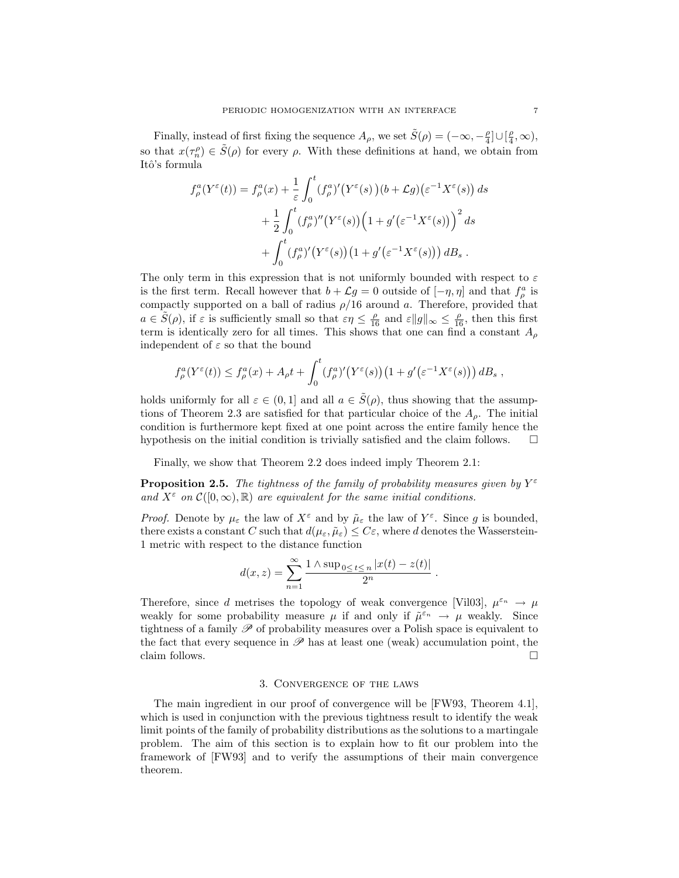Finally, instead of first fixing the sequence $A_\rho$, we set $\tilde{S}(\rho) = (-\infty, -\frac{\rho}{4}] \cup [\frac{\rho}{4}, \infty)$, so that $x(\tau_n^\rho) \in \tilde{S}(\rho)$ for every $\rho$. With these definitions at hand, we obtain from Itô's formula

$$
\begin{aligned}
f_\rho^a(Y^\varepsilon(t)) = f_\rho^a(x) &+ \frac{1}{\varepsilon}\int_0^t (f_\rho^a)'\big(Y^\varepsilon(s)\big)(b + \mathcal{L}g)\big(\varepsilon^{-1}X^\varepsilon(s)\big)\,ds \\
&+ \frac{1}{2}\int_0^t (f_\rho^a)''\big(Y^\varepsilon(s)\big)\Big(1 + g'\big(\varepsilon^{-1}X^\varepsilon(s)\big)\Big)^2\,ds \\
&+ \int_0^t (f_\rho^a)'\big(Y^\varepsilon(s)\big)\big(1 + g'\big(\varepsilon^{-1}X^\varepsilon(s)\big)\big)\,dB_s\;.
\end{aligned}
$$

The only term in this expression that is not uniformly bounded with respect to $\varepsilon$ is the first term. Recall however that $b + \mathcal{L}g = 0$ outside of $[-\eta, \eta]$ and that $f_\rho^a$ is compactly supported on a ball of radius $\rho/16$ around $a$. Therefore, provided that $a \in \tilde{S}(\rho)$, if $\varepsilon$ is sufficiently small so that $\varepsilon\eta \le \frac{\rho}{16}$ and $\varepsilon\|g\|_\infty \le \frac{\rho}{16}$, then this first term is identically zero for all times. This shows that one can find a constant $A_\rho$ independent of $\varepsilon$ so that the bound

$$
f_\rho^a(Y^\varepsilon(t)) \le f_\rho^a(x) + A_\rho t + \int_0^t (f_\rho^a)'\big(Y^\varepsilon(s)\big)\big(1 + g'\big(\varepsilon^{-1}X^\varepsilon(s)\big)\big)\,dB_s\;,
$$

holds uniformly for all $\varepsilon \in (0,1]$ and all $a \in \tilde{S}(\rho)$, thus showing that the assumptions of Theorem 2.3 are satisfied for that particular choice of the $A_\rho$. The initial condition is furthermore kept fixed at one point across the entire family hence the hypothesis on the initial condition is trivially satisfied and the claim follows. $\square$

Finally, we show that Theorem 2.2 does indeed imply Theorem 2.1:

**Proposition 2.5.** *The tightness of the family of probability measures given by $Y^\varepsilon$ and $X^\varepsilon$ on $\mathcal{C}([0,\infty),\mathbb{R})$ are equivalent for the same initial conditions.*

*Proof.* Denote by $\mu_\varepsilon$ the law of $X^\varepsilon$ and by $\tilde{\mu}_\varepsilon$ the law of $Y^\varepsilon$. Since $g$ is bounded, there exists a constant $C$ such that $d(\mu_\varepsilon, \tilde{\mu}_\varepsilon) \le C\varepsilon$, where $d$ denotes the Wasserstein-1 metric with respect to the distance function

$$
d(x,z) = \sum_{n=1}^\infty \frac{1 \wedge \sup_{0\le t\le n}|x(t) - z(t)|}{2^n}\;.
$$

Therefore, since $d$ metrises the topology of weak convergence [Vil03], $\mu^{\varepsilon_n} \to \mu$ weakly for some probability measure $\mu$ if and only if $\tilde{\mu}^{\varepsilon_n} \to \mu$ weakly. Since tightness of a family $\mathscr{P}$ of probability measures over a Polish space is equivalent to the fact that every sequence in $\mathscr{P}$ has at least one (weak) accumulation point, the claim follows. $\square$

## 3. Convergence of the laws

The main ingredient in our proof of convergence will be [FW93, Theorem 4.1], which is used in conjunction with the previous tightness result to identify the weak limit points of the family of probability distributions as the solutions to a martingale problem. The aim of this section is to explain how to fit our problem into the framework of [FW93] and to verify the assumptions of their main convergence theorem.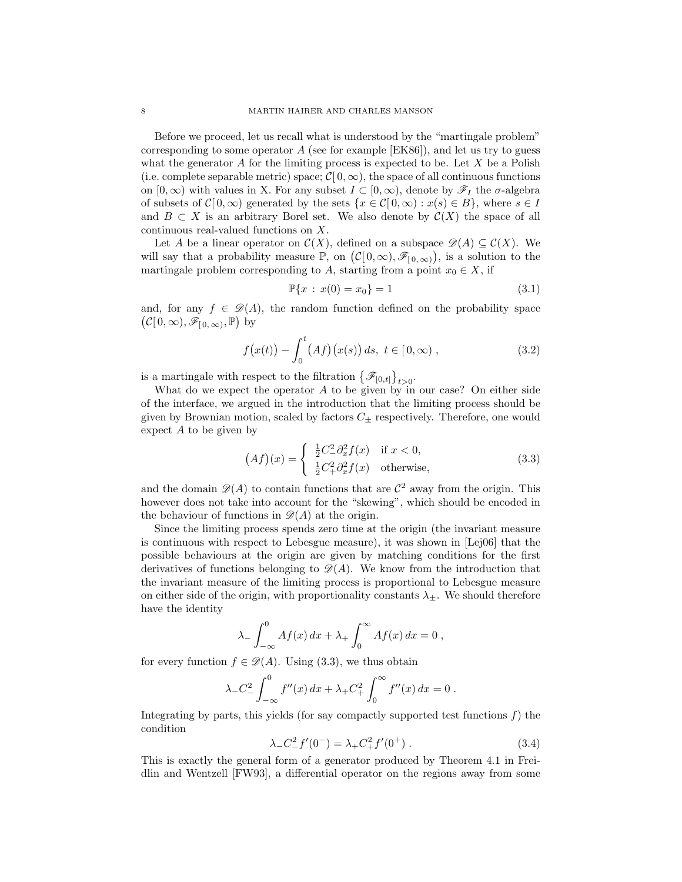Before we proceed, let us recall what is understood by the "martingale problem" corresponding to some operator $A$ (see for example [EK86]), and let us try to guess what the generator $A$ for the limiting process is expected to be. Let $X$ be a Polish (i.e. complete separable metric) space; $\mathcal{C}[0,\infty)$, the space of all continuous functions on $[0,\infty)$ with values in X. For any subset $I \subset [0,\infty)$, denote by $\mathscr{F}_I$ the $\sigma$-algebra of subsets of $\mathcal{C}[0,\infty)$ generated by the sets $\{x \in \mathcal{C}[0,\infty) : x(s) \in B\}$, where $s \in I$ and $B \subset X$ is an arbitrary Borel set. We also denote by $\mathcal{C}(X)$ the space of all continuous real-valued functions on $X$.

Let $A$ be a linear operator on $\mathcal{C}(X)$, defined on a subspace $\mathscr{D}(A) \subseteq \mathcal{C}(X)$. We will say that a probability measure $\mathbb{P}$, on $\big(\mathcal{C}[0,\infty), \mathscr{F}_{[0,\infty)}\big)$, is a solution to the martingale problem corresponding to $A$, starting from a point $x_0 \in X$, if

$$\mathbb{P}\{x : x(0) = x_0\} = 1 \tag{3.1}$$

and, for any $f \in \mathscr{D}(A)$, the random function defined on the probability space $\big(\mathcal{C}[0,\infty), \mathscr{F}_{[0,\infty)}, \mathbb{P}\big)$ by

$$f\big(x(t)\big) - \int_0^t \big(Af\big)\big(x(s)\big)\, ds,\ t \in [0,\infty)\;, \tag{3.2}$$

is a martingale with respect to the filtration $\big\{\mathscr{F}_{[0,t]}\big\}_{t>0}$.

What do we expect the operator $A$ to be given by in our case? On either side of the interface, we argued in the introduction that the limiting process should be given by Brownian motion, scaled by factors $C_\pm$ respectively. Therefore, one would expect $A$ to be given by

$$\big(Af\big)(x) = \begin{cases} \frac{1}{2}C_-^2\partial_x^2 f(x) & \text{if } x<0, \\ \frac{1}{2}C_+^2\partial_x^2 f(x) & \text{otherwise,} \end{cases} \tag{3.3}$$

and the domain $\mathscr{D}(A)$ to contain functions that are $\mathcal{C}^2$ away from the origin. This however does not take into account for the "skewing", which should be encoded in the behaviour of functions in $\mathscr{D}(A)$ at the origin.

Since the limiting process spends zero time at the origin (the invariant measure is continuous with respect to Lebesgue measure), it was shown in [Lej06] that the possible behaviours at the origin are given by matching conditions for the first derivatives of functions belonging to $\mathscr{D}(A)$. We know from the introduction that the invariant measure of the limiting process is proportional to Lebesgue measure on either side of the origin, with proportionality constants $\lambda_\pm$. We should therefore have the identity

$$\lambda_- \int_{-\infty}^0 Af(x)\, dx + \lambda_+ \int_0^\infty Af(x)\, dx = 0\;,$$

for every function $f \in \mathscr{D}(A)$. Using (3.3), we thus obtain

$$\lambda_- C_-^2 \int_{-\infty}^0 f''(x)\, dx + \lambda_+ C_+^2 \int_0^\infty f''(x)\, dx = 0\;.$$

Integrating by parts, this yields (for say compactly supported test functions $f$) the condition

$$\lambda_- C_-^2 f'(0^-) = \lambda_+ C_+^2 f'(0^+)\;. \tag{3.4}$$

This is exactly the general form of a generator produced by Theorem 4.1 in Freidlin and Wentzell [FW93], a differential operator on the regions away from some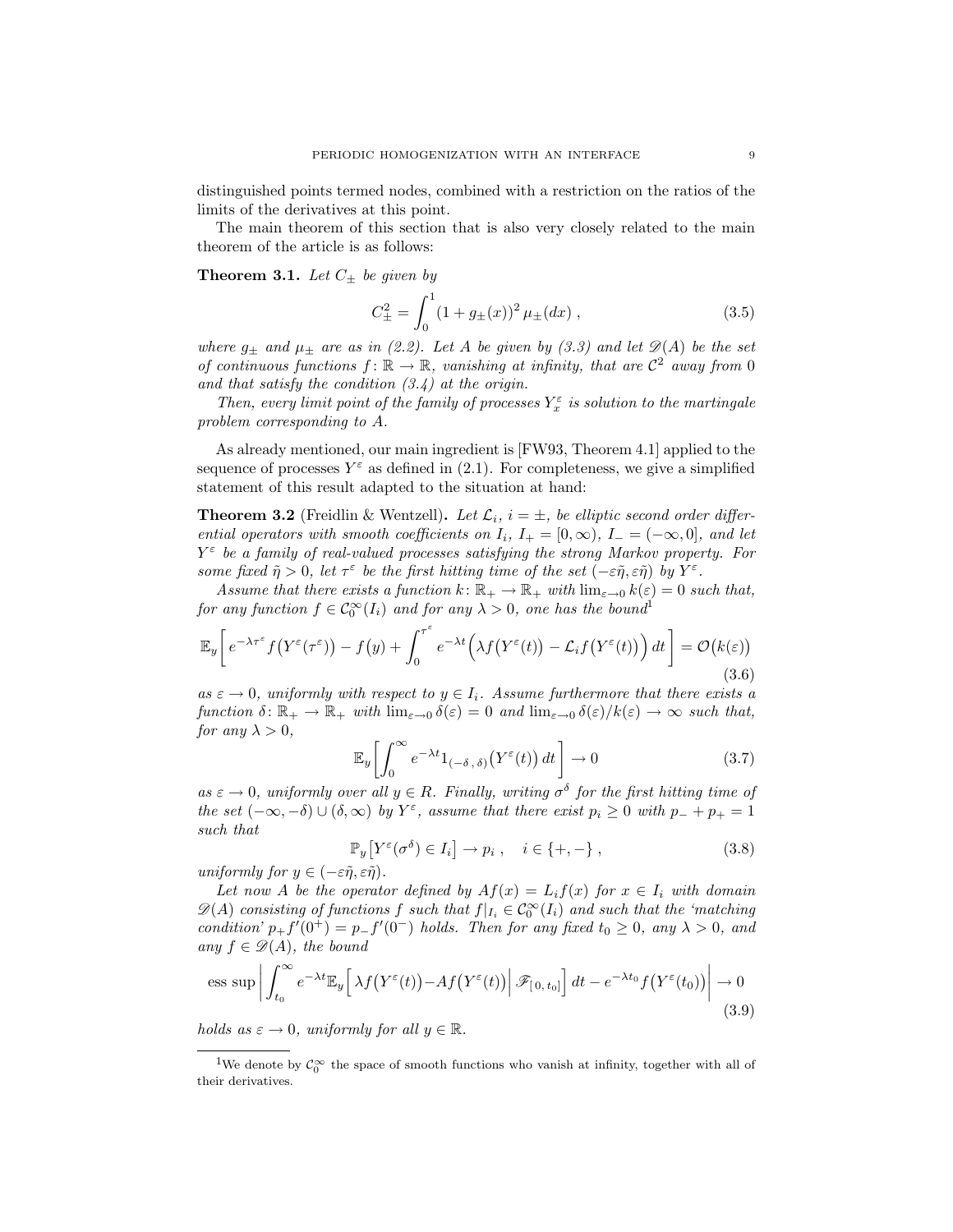distinguished points termed nodes, combined with a restriction on the ratios of the limits of the derivatives at this point.

The main theorem of this section that is also very closely related to the main theorem of the article is as follows:

**Theorem 3.1.** *Let $C_\pm$ be given by*

$$C_\pm^2 = \int_0^1 (1 + g_\pm(x))^2 \, \mu_\pm(dx) \,, \tag{3.5}$$

*where $g_\pm$ and $\mu_\pm$ are as in (2.2). Let $A$ be given by (3.3) and let $\mathscr{D}(A)$ be the set of continuous functions $f\colon \mathbb{R} \to \mathbb{R}$, vanishing at infinity, that are $\mathcal{C}^2$ away from 0 and that satisfy the condition (3.4) at the origin.*

*Then, every limit point of the family of processes $Y_x^\varepsilon$ is solution to the martingale problem corresponding to $A$.*

As already mentioned, our main ingredient is [FW93, Theorem 4.1] applied to the sequence of processes $Y^\varepsilon$ as defined in (2.1). For completeness, we give a simplified statement of this result adapted to the situation at hand:

**Theorem 3.2** (Freidlin & Wentzell)**.** *Let $\mathcal{L}_i$, $i = \pm$, be elliptic second order differential operators with smooth coefficients on $I_i$, $I_+ = [0, \infty)$, $I_- = (-\infty, 0]$, and let $Y^\varepsilon$ be a family of real-valued processes satisfying the strong Markov property. For some fixed $\tilde{\eta} > 0$, let $\tau^\varepsilon$ be the first hitting time of the set $(-\varepsilon\tilde{\eta}, \varepsilon\tilde{\eta})$ by $Y^\varepsilon$.*

*Assume that there exists a function $k\colon \mathbb{R}_+ \to \mathbb{R}_+$ with $\lim_{\varepsilon\to 0} k(\varepsilon) = 0$ such that, for any function $f \in \mathcal{C}_0^\infty(I_i)$ and for any $\lambda > 0$, one has the bound*[1]

$$\mathbb{E}_y\bigg[\, e^{-\lambda\tau^\varepsilon} f\big(Y^\varepsilon(\tau^\varepsilon)\big) - f\big(y\big) + \int_0^{\tau^\varepsilon} e^{-\lambda t}\Big(\lambda f\big(Y^\varepsilon(t)\big) - \mathcal{L}_i f\big(Y^\varepsilon(t)\big)\Big)\, dt\,\bigg] = \mathcal{O}\big(k(\varepsilon)\big) \tag{3.6}$$

*as $\varepsilon \to 0$, uniformly with respect to $y \in I_i$. Assume furthermore that there exists a function $\delta\colon \mathbb{R}_+ \to \mathbb{R}_+$ with $\lim_{\varepsilon\to 0} \delta(\varepsilon) = 0$ and $\lim_{\varepsilon\to 0} \delta(\varepsilon)/k(\varepsilon) \to \infty$ such that, for any $\lambda > 0$,*

$$\mathbb{E}_y\bigg[\int_0^\infty e^{-\lambda t} 1_{(-\delta\,,\,\delta)}\big(Y^\varepsilon(t)\big)\, dt\bigg] \to 0 \tag{3.7}$$

*as $\varepsilon \to 0$, uniformly over all $y \in R$. Finally, writing $\sigma^\delta$ for the first hitting time of the set $(-\infty, -\delta) \cup (\delta, \infty)$ by $Y^\varepsilon$, assume that there exist $p_i \geq 0$ with $p_- + p_+ = 1$ such that*

$$\mathbb{P}_y\big[Y^\varepsilon(\sigma^\delta) \in I_i\big] \to p_i \,, \quad i \in \{+, -\} \,, \tag{3.8}$$

*uniformly for $y \in (-\varepsilon\tilde{\eta}, \varepsilon\tilde{\eta})$.*

*Let now $A$ be the operator defined by $Af(x) = L_i f(x)$ for $x \in I_i$ with domain $\mathscr{D}(A)$ consisting of functions $f$ such that $f|_{I_i} \in \mathcal{C}_0^\infty(I_i)$ and such that the 'matching condition' $p_+ f'(0^+) = p_- f'(0^-)$ holds. Then for any fixed $t_0 \geq 0$, any $\lambda > 0$, and any $f \in \mathscr{D}(A)$, the bound*

$$\operatorname{ess\,sup}\bigg|\int_{t_0}^\infty e^{-\lambda t}\mathbb{E}_y\Big[\,\lambda f\big(Y^\varepsilon(t)\big) - Af\big(Y^\varepsilon(t)\big)\Big|\,\mathscr{F}_{[\,0,\,t_0]}\Big]\, dt - e^{-\lambda t_0} f\big(Y^\varepsilon(t_0)\big)\bigg| \to 0 \tag{3.9}$$

*holds as $\varepsilon \to 0$, uniformly for all $y \in \mathbb{R}$.*

---

[1] We denote by $\mathcal{C}_0^\infty$ the space of smooth functions who vanish at infinity, together with all of their derivatives.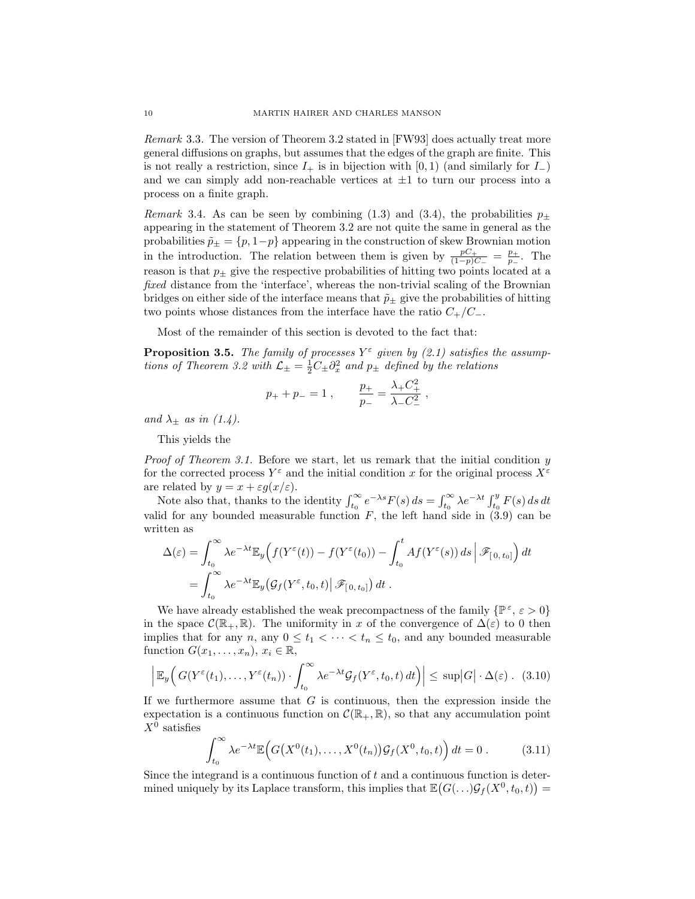*Remark* 3.3. The version of Theorem 3.2 stated in [FW93] does actually treat more general diffusions on graphs, but assumes that the edges of the graph are finite. This is not really a restriction, since $I_+$ is in bijection with $[0,1)$ (and similarly for $I_-$) and we can simply add non-reachable vertices at $\pm 1$ to turn our process into a process on a finite graph.

*Remark* 3.4. As can be seen by combining (1.3) and (3.4), the probabilities $p_\pm$ appearing in the statement of Theorem 3.2 are not quite the same in general as the probabilities $\tilde p_\pm = \{p, 1-p\}$ appearing in the construction of skew Brownian motion in the introduction. The relation between them is given by $\frac{pC_+}{(1-p)C_-} = \frac{p_+}{p_-}$. The reason is that $p_\pm$ give the respective probabilities of hitting two points located at a *fixed* distance from the 'interface', whereas the non-trivial scaling of the Brownian bridges on either side of the interface means that $\tilde p_\pm$ give the probabilities of hitting two points whose distances from the interface have the ratio $C_+/C_-$.

Most of the remainder of this section is devoted to the fact that:

**Proposition 3.5.** *The family of processes $Y^\varepsilon$ given by (2.1) satisfies the assumptions of Theorem 3.2 with $\mathcal{L}_\pm = \frac{1}{2}C_\pm \partial_x^2$ and $p_\pm$ defined by the relations*

$$p_+ + p_- = 1\;, \qquad \frac{p_+}{p_-} = \frac{\lambda_+ C_+^2}{\lambda_- C_-^2}\;,$$

*and $\lambda_\pm$ as in (1.4).*

This yields the

*Proof of Theorem 3.1.* Before we start, let us remark that the initial condition $y$ for the corrected process $Y^\varepsilon$ and the initial condition $x$ for the original process $X^\varepsilon$ are related by $y = x + \varepsilon g(x/\varepsilon)$.

Note also that, thanks to the identity $\int_{t_0}^\infty e^{-\lambda s} F(s)\,ds = \int_{t_0}^\infty \lambda e^{-\lambda t}\int_{t_0}^y F(s)\,ds\,dt$ valid for any bounded measurable function $F$, the left hand side in (3.9) can be written as

$$\begin{aligned}
\Delta(\varepsilon) &= \int_{t_0}^\infty \lambda e^{-\lambda t}\mathbb{E}_y\Big(f(Y^\varepsilon(t)) - f(Y^\varepsilon(t_0)) - \int_{t_0}^t Af(Y^\varepsilon(s))\,ds\,\Big|\,\mathscr{F}_{[0,t_0]}\Big)\,dt\\
&= \int_{t_0}^\infty \lambda e^{-\lambda t}\mathbb{E}_y\big(\mathcal{G}_f(Y^\varepsilon, t_0, t)\big|\,\mathscr{F}_{[0,t_0]}\big)\,dt\;.
\end{aligned}$$

We have already established the weak precompactness of the family $\{\mathbb{P}^\varepsilon,\,\varepsilon > 0\}$ in the space $\mathcal{C}(\mathbb{R}_+, \mathbb{R})$. The uniformity in $x$ of the convergence of $\Delta(\varepsilon)$ to 0 then implies that for any $n$, any $0 \le t_1 < \cdots < t_n \le t_0$, and any bounded measurable function $G(x_1,\ldots,x_n)$, $x_i \in \mathbb{R}$,

$$\Big|\mathbb{E}_y\Big(G(Y^\varepsilon(t_1),\ldots,Y^\varepsilon(t_n))\cdot \int_{t_0}^\infty \lambda e^{-\lambda t}\mathcal{G}_f(Y^\varepsilon, t_0, t)\,dt\Big)\Big| \le \sup\big|G\big|\cdot\Delta(\varepsilon)\;. \quad (3.10)$$

If we furthermore assume that $G$ is continuous, then the expression inside the expectation is a continuous function on $\mathcal{C}(\mathbb{R}_+, \mathbb{R})$, so that any accumulation point $X^0$ satisfies

$$\int_{t_0}^\infty \lambda e^{-\lambda t}\mathbb{E}\Big(G\big(X^0(t_1),\ldots,X^0(t_n)\big)\mathcal{G}_f(X^0, t_0, t)\Big)\,dt = 0\;. \quad (3.11)$$

Since the integrand is a continuous function of $t$ and a continuous function is determined uniquely by its Laplace transform, this implies that $\mathbb{E}\big(G(\ldots)\mathcal{G}_f(X^0, t_0, t)\big) =$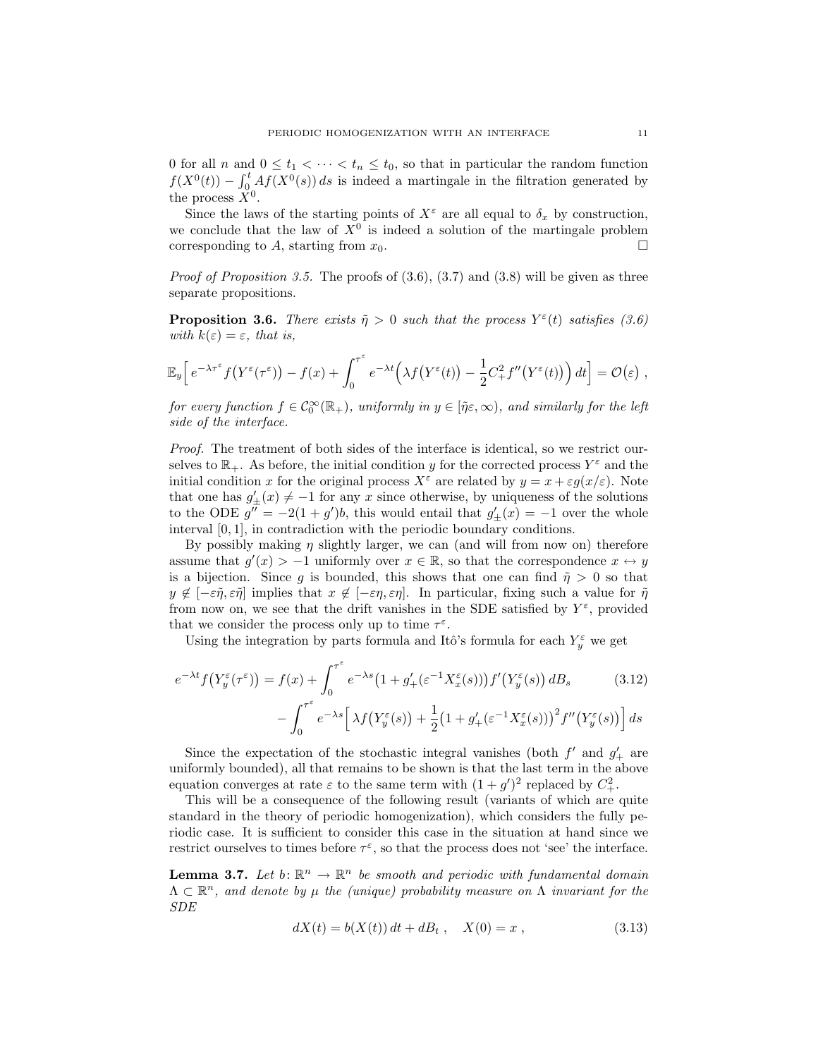0 for all $n$ and $0 \leq t_1 < \cdots < t_n \leq t_0$, so that in particular the random function $f(X^0(t)) - \int_0^t Af(X^0(s))\,ds$ is indeed a martingale in the filtration generated by the process $X^0$.

Since the laws of the starting points of $X^\varepsilon$ are all equal to $\delta_x$ by construction, we conclude that the law of $X^0$ is indeed a solution of the martingale problem corresponding to $A$, starting from $x_0$. $\square$

*Proof of Proposition 3.5.* The proofs of (3.6), (3.7) and (3.8) will be given as three separate propositions.

**Proposition 3.6.** *There exists $\tilde\eta > 0$ such that the process $Y^\varepsilon(t)$ satisfies (3.6) with $k(\varepsilon) = \varepsilon$, that is,*

$$\mathbb{E}_y\Big[\, e^{-\lambda\tau^\varepsilon} f\big(Y^\varepsilon(\tau^\varepsilon)\big) - f(x) + \int_0^{\tau^\varepsilon} e^{-\lambda t}\Big(\lambda f\big(Y^\varepsilon(t)\big) - \frac{1}{2}C_+^2 f''\big(Y^\varepsilon(t)\big)\Big)\,dt\Big] = \mathcal{O}\big(\varepsilon\big)\;,$$

*for every function $f \in \mathcal{C}_0^\infty(\mathbb{R}_+)$, uniformly in $y \in [\tilde\eta\varepsilon, \infty)$, and similarly for the left side of the interface.*

*Proof.* The treatment of both sides of the interface is identical, so we restrict ourselves to $\mathbb{R}_+$. As before, the initial condition $y$ for the corrected process $Y^\varepsilon$ and the initial condition $x$ for the original process $X^\varepsilon$ are related by $y = x + \varepsilon g(x/\varepsilon)$. Note that one has $g_\pm'(x) \neq -1$ for any $x$ since otherwise, by uniqueness of the solutions to the ODE $g'' = -2(1+g')b$, this would entail that $g_\pm'(x) = -1$ over the whole interval $[0,1]$, in contradiction with the periodic boundary conditions.

By possibly making $\eta$ slightly larger, we can (and will from now on) therefore assume that $g'(x) > -1$ uniformly over $x \in \mathbb{R}$, so that the correspondence $x \leftrightarrow y$ is a bijection. Since $g$ is bounded, this shows that one can find $\tilde\eta > 0$ so that $y \notin [-\varepsilon\tilde\eta, \varepsilon\tilde\eta]$ implies that $x \notin [-\varepsilon\eta, \varepsilon\eta]$. In particular, fixing such a value for $\tilde\eta$ from now on, we see that the drift vanishes in the SDE satisfied by $Y^\varepsilon$, provided that we consider the process only up to time $\tau^\varepsilon$.

Using the integration by parts formula and Itô's formula for each $Y_y^\varepsilon$ we get

$$\begin{aligned}
e^{-\lambda t} f\big(Y_y^\varepsilon(\tau^\varepsilon)\big) = f(x) &+ \int_0^{\tau^\varepsilon} e^{-\lambda s}\big(1 + g_+'(\varepsilon^{-1}X_x^\varepsilon(s))\big) f'\big(Y_y^\varepsilon(s)\big)\,dB_s \\
&- \int_0^{\tau^\varepsilon} e^{-\lambda s}\Big[\,\lambda f\big(Y_y^\varepsilon(s)\big) + \frac{1}{2}\big(1 + g_+'(\varepsilon^{-1}X_x^\varepsilon(s))\big)^2 f''\big(Y_y^\varepsilon(s)\big)\Big]\,ds
\end{aligned} \tag{3.12}$$

Since the expectation of the stochastic integral vanishes (both $f'$ and $g_+'$ are uniformly bounded), all that remains to be shown is that the last term in the above equation converges at rate $\varepsilon$ to the same term with $(1+g')^2$ replaced by $C_+^2$.

This will be a consequence of the following result (variants of which are quite standard in the theory of periodic homogenization), which considers the fully periodic case. It is sufficient to consider this case in the situation at hand since we restrict ourselves to times before $\tau^\varepsilon$, so that the process does not 'see' the interface.

**Lemma 3.7.** *Let $b\colon \mathbb{R}^n \to \mathbb{R}^n$ be smooth and periodic with fundamental domain $\Lambda \subset \mathbb{R}^n$, and denote by $\mu$ the (unique) probability measure on $\Lambda$ invariant for the SDE*

$$dX(t) = b(X(t))\,dt + dB_t\;,\quad X(0) = x\;, \tag{3.13}$$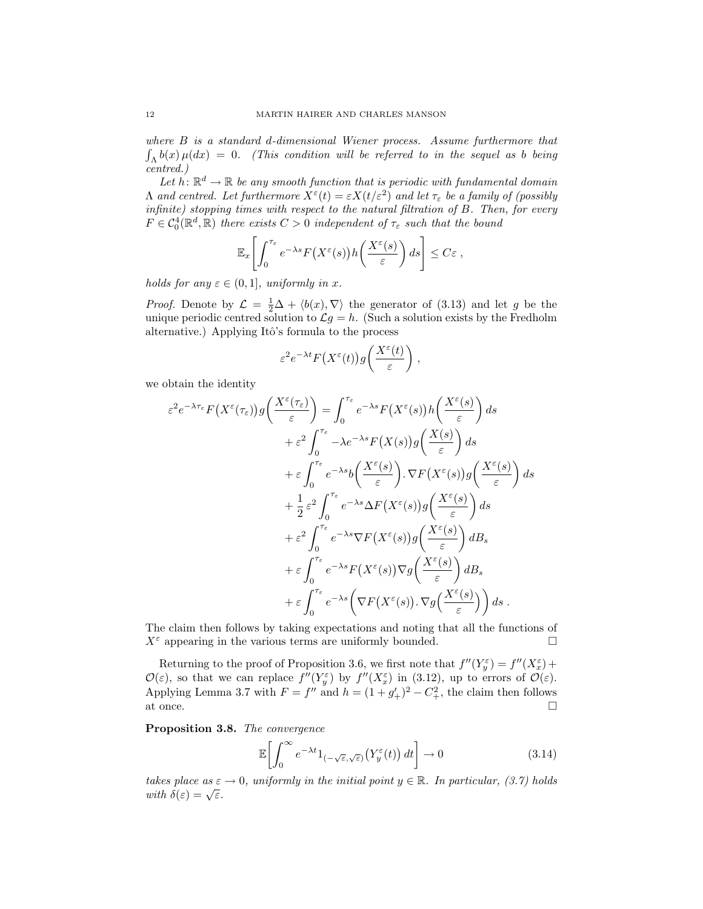*where $B$ is a standard $d$-dimensional Wiener process. Assume furthermore that $\int_\Lambda b(x)\,\mu(dx) = 0$. (This condition will be referred to in the sequel as $b$ being centred.)*

*Let $h\colon \mathbb{R}^d \to \mathbb{R}$ be any smooth function that is periodic with fundamental domain $\Lambda$ and centred. Let furthermore $X^\varepsilon(t) = \varepsilon X(t/\varepsilon^2)$ and let $\tau_\varepsilon$ be a family of (possibly infinite) stopping times with respect to the natural filtration of $B$. Then, for every $F \in \mathcal{C}_0^4(\mathbb{R}^d, \mathbb{R})$ there exists $C > 0$ independent of $\tau_\varepsilon$ such that the bound*

$$\mathbb{E}_x\left[\int_0^{\tau_\varepsilon} e^{-\lambda s} F\big(X^\varepsilon(s)\big) h\bigg(\frac{X^\varepsilon(s)}{\varepsilon}\bigg)\, ds\right] \le C\varepsilon\;,$$

*holds for any $\varepsilon \in (0, 1]$, uniformly in $x$.*

*Proof.* Denote by $\mathcal{L} = \frac{1}{2}\Delta + \langle b(x), \nabla\rangle$ the generator of (3.13) and let $g$ be the unique periodic centred solution to $\mathcal{L}g = h$. (Such a solution exists by the Fredholm alternative.) Applying Itô's formula to the process

$$\varepsilon^2 e^{-\lambda t} F\big(X^\varepsilon(t)\big) g\bigg(\frac{X^\varepsilon(t)}{\varepsilon}\bigg)\;,$$

we obtain the identity

$$\begin{aligned}
\varepsilon^2 e^{-\lambda\tau_\varepsilon} F\big(X^\varepsilon(\tau_\varepsilon)\big) g\bigg(\frac{X^\varepsilon(\tau_\varepsilon)}{\varepsilon}\bigg) &= \int_0^{\tau_\varepsilon} e^{-\lambda s} F\big(X^\varepsilon(s)\big) h\bigg(\frac{X^\varepsilon(s)}{\varepsilon}\bigg)\, ds \\
&\quad + \varepsilon^2 \int_0^{\tau_\varepsilon} -\lambda e^{-\lambda s} F\big(X(s)\big) g\bigg(\frac{X(s)}{\varepsilon}\bigg)\, ds \\
&\quad + \varepsilon \int_0^{\tau_\varepsilon} e^{-\lambda s} b\bigg(\frac{X^\varepsilon(s)}{\varepsilon}\bigg). \nabla F\big(X^\varepsilon(s)\big) g\bigg(\frac{X^\varepsilon(s)}{\varepsilon}\bigg)\, ds \\
&\quad + \frac{1}{2}\,\varepsilon^2 \int_0^{\tau_\varepsilon} e^{-\lambda s} \Delta F\big(X^\varepsilon(s)\big) g\bigg(\frac{X^\varepsilon(s)}{\varepsilon}\bigg)\, ds \\
&\quad + \varepsilon^2 \int_0^{\tau_\varepsilon} e^{-\lambda s} \nabla F\big(X^\varepsilon(s)\big) g\bigg(\frac{X^\varepsilon(s)}{\varepsilon}\bigg)\, dB_s \\
&\quad + \varepsilon \int_0^{\tau_\varepsilon} e^{-\lambda s} F\big(X^\varepsilon(s)\big) \nabla g\bigg(\frac{X^\varepsilon(s)}{\varepsilon}\bigg)\, dB_s \\
&\quad + \varepsilon \int_0^{\tau_\varepsilon} e^{-\lambda s} \bigg(\nabla F\big(X^\varepsilon(s)\big). \nabla g\bigg(\frac{X^\varepsilon(s)}{\varepsilon}\bigg)\bigg)\, ds\;.
\end{aligned}$$

The claim then follows by taking expectations and noting that all the functions of $X^\varepsilon$ appearing in the various terms are uniformly bounded. $\square$

Returning to the proof of Proposition 3.6, we first note that $f''(Y_y^\varepsilon) = f''(X_x^\varepsilon) + \mathcal{O}(\varepsilon)$, so that we can replace $f''(Y_y^\varepsilon)$ by $f''(X_x^\varepsilon)$ in (3.12), up to errors of $\mathcal{O}(\varepsilon)$. Applying Lemma 3.7 with $F = f''$ and $h = (1 + g'_+)^2 - C_+^2$, the claim then follows at once. $\square$

**Proposition 3.8.** *The convergence*

$$\mathbb{E}\bigg[\int_0^\infty e^{-\lambda t} 1_{(-\sqrt{\varepsilon},\sqrt{\varepsilon})}\big(Y_y^\varepsilon(t)\big)\, dt\bigg] \to 0 \tag{3.14}$$

*takes place as $\varepsilon \to 0$, uniformly in the initial point $y \in \mathbb{R}$. In particular, (3.7) holds with $\delta(\varepsilon) = \sqrt{\varepsilon}$.*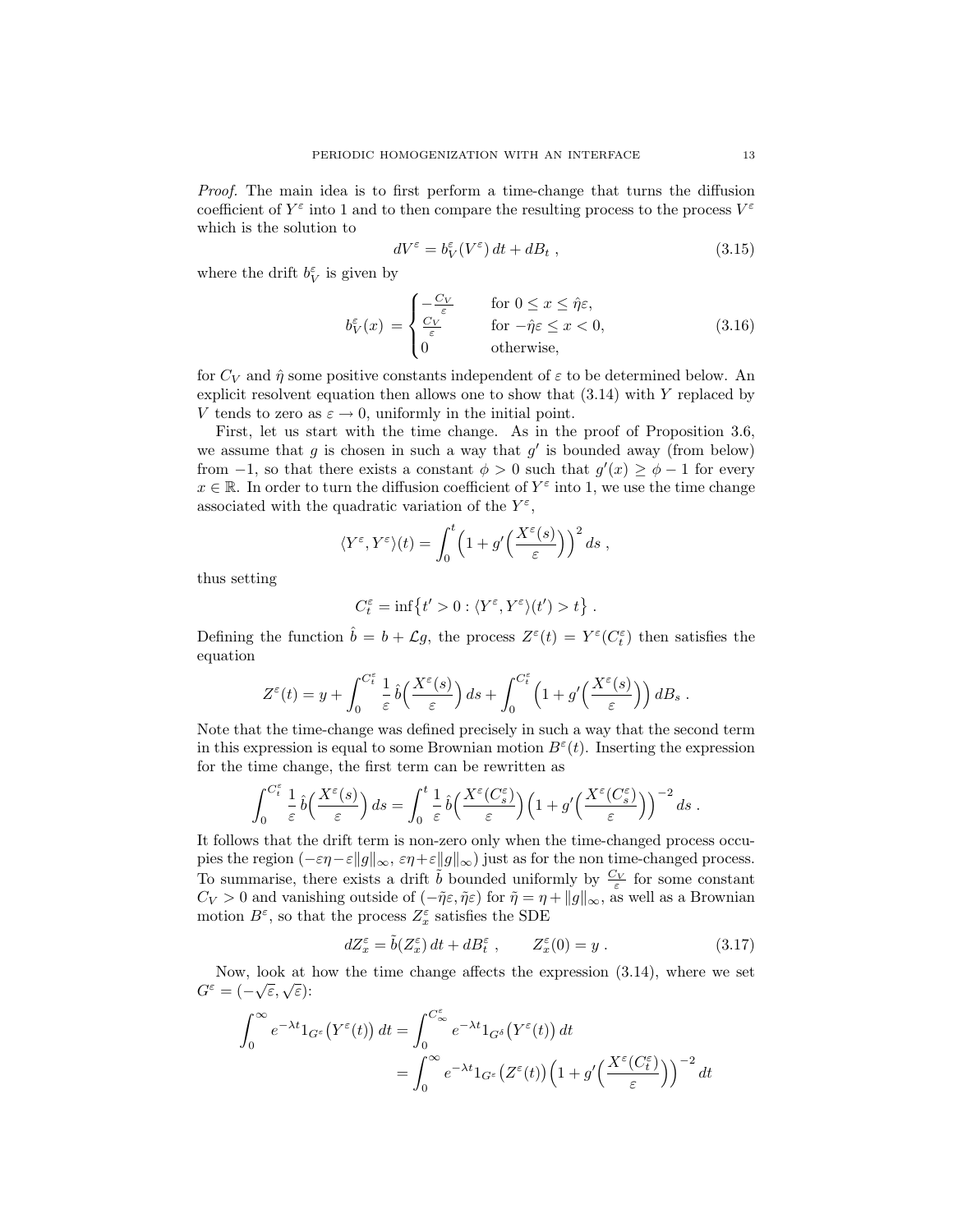*Proof.* The main idea is to first perform a time-change that turns the diffusion coefficient of $Y^\varepsilon$ into 1 and to then compare the resulting process to the process $V^\varepsilon$ which is the solution to

$$dV^\varepsilon = b_V^\varepsilon(V^\varepsilon)\,dt + dB_t\;, \tag{3.15}$$

where the drift $b_V^\varepsilon$ is given by

$$b_V^\varepsilon(x) = \begin{cases} -\frac{C_V}{\varepsilon} & \text{for } 0 \le x \le \hat\eta\varepsilon,\\ \frac{C_V}{\varepsilon} & \text{for } -\hat\eta\varepsilon \le x < 0,\\ 0 & \text{otherwise,}\end{cases} \tag{3.16}$$

for $C_V$ and $\hat\eta$ some positive constants independent of $\varepsilon$ to be determined below. An explicit resolvent equation then allows one to show that (3.14) with $Y$ replaced by $V$ tends to zero as $\varepsilon \to 0$, uniformly in the initial point.

First, let us start with the time change. As in the proof of Proposition 3.6, we assume that $g$ is chosen in such a way that $g'$ is bounded away (from below) from $-1$, so that there exists a constant $\phi > 0$ such that $g'(x) \ge \phi - 1$ for every $x \in \mathbb{R}$. In order to turn the diffusion coefficient of $Y^\varepsilon$ into 1, we use the time change associated with the quadratic variation of the $Y^\varepsilon$,

$$\langle Y^\varepsilon, Y^\varepsilon\rangle(t) = \int_0^t \Big(1 + g'\Big(\frac{X^\varepsilon(s)}{\varepsilon}\Big)\Big)^2\,ds\;,$$

thus setting

$$C_t^\varepsilon = \inf\big\{t' > 0 : \langle Y^\varepsilon, Y^\varepsilon\rangle(t') > t\big\}\;.$$

Defining the function $\hat b = b + \mathcal{L}g$, the process $Z^\varepsilon(t) = Y^\varepsilon(C_t^\varepsilon)$ then satisfies the equation

$$Z^\varepsilon(t) = y + \int_0^{C_t^\varepsilon} \frac{1}{\varepsilon}\,\hat b\Big(\frac{X^\varepsilon(s)}{\varepsilon}\Big)\,ds + \int_0^{C_t^\varepsilon}\Big(1 + g'\Big(\frac{X^\varepsilon(s)}{\varepsilon}\Big)\Big)\,dB_s\;.$$

Note that the time-change was defined precisely in such a way that the second term in this expression is equal to some Brownian motion $B^\varepsilon(t)$. Inserting the expression for the time change, the first term can be rewritten as

$$\int_0^{C_t^\varepsilon} \frac{1}{\varepsilon}\,\hat b\Big(\frac{X^\varepsilon(s)}{\varepsilon}\Big)\,ds = \int_0^t \frac{1}{\varepsilon}\,\hat b\Big(\frac{X^\varepsilon(C_s^\varepsilon)}{\varepsilon}\Big)\Big(1 + g'\Big(\frac{X^\varepsilon(C_s^\varepsilon)}{\varepsilon}\Big)\Big)^{-2}\,ds\;.$$

It follows that the drift term is non-zero only when the time-changed process occupies the region $(-\varepsilon\eta - \varepsilon\|g\|_\infty,\, \varepsilon\eta + \varepsilon\|g\|_\infty)$ just as for the non time-changed process. To summarise, there exists a drift $\tilde b$ bounded uniformly by $\frac{C_V}{\varepsilon}$ for some constant $C_V > 0$ and vanishing outside of $(-\tilde\eta\varepsilon, \tilde\eta\varepsilon)$ for $\tilde\eta = \eta + \|g\|_\infty$, as well as a Brownian motion $B^\varepsilon$, so that the process $Z_x^\varepsilon$ satisfies the SDE

$$dZ_x^\varepsilon = \tilde b(Z_x^\varepsilon)\,dt + dB_t^\varepsilon\;,\qquad Z_x^\varepsilon(0) = y\;. \tag{3.17}$$

Now, look at how the time change affects the expression (3.14), where we set $G^\varepsilon = (-\sqrt{\varepsilon}, \sqrt{\varepsilon})$:

$$\begin{aligned}\int_0^\infty e^{-\lambda t}\mathbf{1}_{G^\varepsilon}\big(Y^\varepsilon(t)\big)\,dt &= \int_0^{C_\infty^\varepsilon} e^{-\lambda t}\mathbf{1}_{G^\delta}\big(Y^\varepsilon(t)\big)\,dt\\ &= \int_0^\infty e^{-\lambda t}\mathbf{1}_{G^\varepsilon}\big(Z^\varepsilon(t)\big)\Big(1 + g'\Big(\frac{X^\varepsilon(C_t^\varepsilon)}{\varepsilon}\Big)\Big)^{-2}\,dt\end{aligned}$$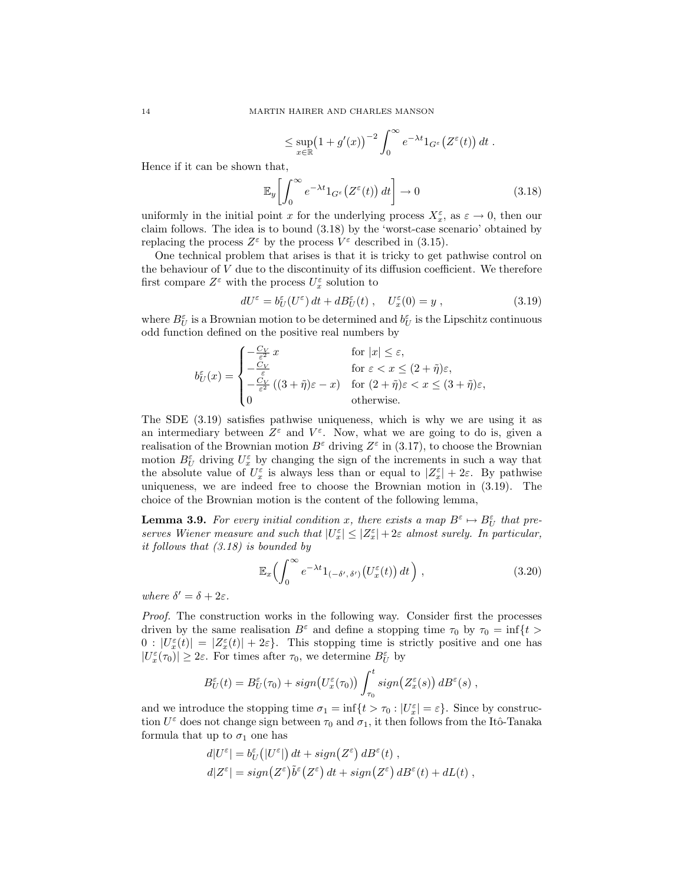$$\leq \sup_{x\in\mathbb{R}}\big(1+g'(x)\big)^{-2}\int_0^\infty e^{-\lambda t}1_{G^\varepsilon}\big(Z^\varepsilon(t)\big)\,dt\;.$$

Hence if it can be shown that,

$$\mathbb{E}_y\bigg[\int_0^\infty e^{-\lambda t}1_{G^\varepsilon}\big(Z^\varepsilon(t)\big)\,dt\bigg]\to 0 \tag{3.18}$$

uniformly in the initial point $x$ for the underlying process $X_x^\varepsilon$, as $\varepsilon\to 0$, then our claim follows. The idea is to bound (3.18) by the 'worst-case scenario' obtained by replacing the process $Z^\varepsilon$ by the process $V^\varepsilon$ described in (3.15).

One technical problem that arises is that it is tricky to get pathwise control on the behaviour of $V$ due to the discontinuity of its diffusion coefficient. We therefore first compare $Z^\varepsilon$ with the process $U_x^\varepsilon$ solution to

$$dU^\varepsilon = b_U^\varepsilon(U^\varepsilon)\,dt + dB_U^\varepsilon(t)\;,\quad U_x^\varepsilon(0)=y\;, \tag{3.19}$$

where $B_U^\varepsilon$ is a Brownian motion to be determined and $b_U^\varepsilon$ is the Lipschitz continuous odd function defined on the positive real numbers by

$$b_U^\varepsilon(x)=\begin{cases}-\frac{C_V}{\varepsilon^2}\,x & \text{for } |x|\leq\varepsilon,\\ -\frac{C_V}{\varepsilon} & \text{for } \varepsilon<x\leq(2+\tilde\eta)\varepsilon,\\ -\frac{C_V}{\varepsilon^2}\,((3+\tilde\eta)\varepsilon-x) & \text{for } (2+\tilde\eta)\varepsilon<x\leq(3+\tilde\eta)\varepsilon,\\ 0 & \text{otherwise.}\end{cases}$$

The SDE (3.19) satisfies pathwise uniqueness, which is why we are using it as an intermediary between $Z^\varepsilon$ and $V^\varepsilon$. Now, what we are going to do is, given a realisation of the Brownian motion $B^\varepsilon$ driving $Z^\varepsilon$ in (3.17), to choose the Brownian motion $B_U^\varepsilon$ driving $U_x^\varepsilon$ by changing the sign of the increments in such a way that the absolute value of $U_x^\varepsilon$ is always less than or equal to $|Z_x^\varepsilon|+2\varepsilon$. By pathwise uniqueness, we are indeed free to choose the Brownian motion in (3.19). The choice of the Brownian motion is the content of the following lemma,

**Lemma 3.9.** *For every initial condition $x$, there exists a map $B^\varepsilon\mapsto B_U^\varepsilon$ that preserves Wiener measure and such that $|U_x^\varepsilon|\leq|Z_x^\varepsilon|+2\varepsilon$ almost surely. In particular, it follows that (3.18) is bounded by*

$$\mathbb{E}_x\Big(\int_0^\infty e^{-\lambda t}1_{(-\delta',\,\delta')}\big(U_x^\varepsilon(t)\big)\,dt\Big)\;, \tag{3.20}$$

*where $\delta'=\delta+2\varepsilon$.*

*Proof.* The construction works in the following way. Consider first the processes driven by the same realisation $B^\varepsilon$ and define a stopping time $\tau_0$ by $\tau_0=\inf\{t>0 : |U_x^\varepsilon(t)|=|Z_x^\varepsilon(t)|+2\varepsilon\}$. This stopping time is strictly positive and one has $|U_x^\varepsilon(\tau_0)|\geq 2\varepsilon$. For times after $\tau_0$, we determine $B_U^\varepsilon$ by

$$B_U^\varepsilon(t)=B_U^\varepsilon(\tau_0)+sign\big(U_x^\varepsilon(\tau_0)\big)\int_{\tau_0}^t sign\big(Z_x^\varepsilon(s)\big)\,dB^\varepsilon(s)\;,$$

and we introduce the stopping time $\sigma_1=\inf\{t>\tau_0 : |U_x^\varepsilon|=\varepsilon\}$. Since by construction $U^\varepsilon$ does not change sign between $\tau_0$ and $\sigma_1$, it then follows from the Itô-Tanaka formula that up to $\sigma_1$ one has

$$d|U^\varepsilon| = b_U^\varepsilon\big(|U^\varepsilon|\big)\,dt + sign\big(Z^\varepsilon\big)\,dB^\varepsilon(t)\;,$$
$$d|Z^\varepsilon| = sign\big(Z^\varepsilon\big)\tilde b^\varepsilon\big(Z^\varepsilon\big)\,dt + sign\big(Z^\varepsilon\big)\,dB^\varepsilon(t) + dL(t)\;,$$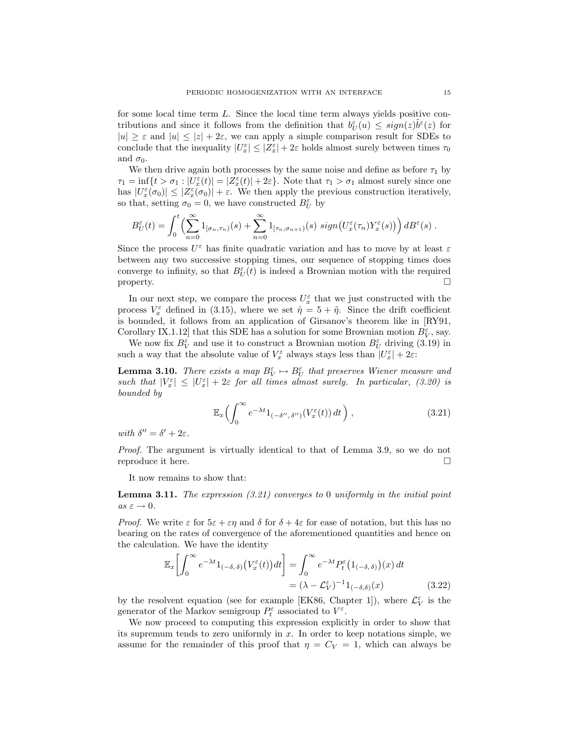for some local time term $L$. Since the local time term always yields positive contributions and since it follows from the definition that $b^\varepsilon_U(u) \le sign(z)\tilde b^\varepsilon(z)$ for $|u| \ge \varepsilon$ and $|u| \le |z| + 2\varepsilon$, we can apply a simple comparison result for SDEs to conclude that the inequality $|U^\varepsilon_x| \le |Z^\varepsilon_x| + 2\varepsilon$ holds almost surely between times $\tau_0$ and $\sigma_0$.

We then drive again both processes by the same noise and define as before $\tau_1$ by $\tau_1 = \inf\{t > \sigma_1 : |U^\varepsilon_x(t)| = |Z^\varepsilon_x(t)| + 2\varepsilon\}$. Note that $\tau_1 > \sigma_1$ almost surely since one has $|U^\varepsilon_x(\sigma_0)| \le |Z^\varepsilon_x(\sigma_0)| + \varepsilon$. We then apply the previous construction iteratively, so that, setting $\sigma_0 = 0$, we have constructed $B^\varepsilon_U$ by

$$B^\varepsilon_U(t) = \int_0^t \Big( \sum_{n=0}^\infty 1_{[\sigma_n,\tau_n)}(s) + \sum_{n=0}^\infty 1_{[\tau_n,\sigma_{n+1})}(s)\; sign\big(U^\varepsilon_x(\tau_n) Y^\varepsilon_x(s)\big) \Big)\, dB^\varepsilon(s)\;.$$

Since the process $U^\varepsilon$ has finite quadratic variation and has to move by at least $\varepsilon$ between any two successive stopping times, our sequence of stopping times does converge to infinity, so that $B^\varepsilon_U(t)$ is indeed a Brownian motion with the required property. □

In our next step, we compare the process $U^\varepsilon_x$ that we just constructed with the process $V^\varepsilon_x$ defined in (3.15), where we set $\hat\eta = 5 + \tilde\eta$. Since the drift coefficient is bounded, it follows from an application of Girsanov's theorem like in [RY91, Corollary IX.1.12] that this SDE has a solution for some Brownian motion $B^\varepsilon_V$, say.

We now fix $B^\varepsilon_V$ and use it to construct a Brownian motion $B^\varepsilon_U$ driving (3.19) in such a way that the absolute value of $V^\varepsilon_x$ always stays less than $|U^\varepsilon_x| + 2\varepsilon$:

**Lemma 3.10.** *There exists a map $B^\varepsilon_V \mapsto B^\varepsilon_U$ that preserves Wiener measure and such that $|V^\varepsilon_x| \le |U^\varepsilon_x| + 2\varepsilon$ for all times almost surely. In particular, (3.20) is bounded by*

$$\mathbb{E}_x\Big(\int_0^\infty e^{-\lambda t} 1_{(-\delta'',\,\delta'')}(V^\varepsilon_x(t))\,dt\Big)\;, \tag{3.21}$$

*with $\delta'' = \delta' + 2\varepsilon$.*

*Proof.* The argument is virtually identical to that of Lemma 3.9, so we do not reproduce it here. □

It now remains to show that:

**Lemma 3.11.** *The expression (3.21) converges to 0 uniformly in the initial point as $\varepsilon \to 0$.*

*Proof.* We write $\varepsilon$ for $5\varepsilon + \varepsilon\eta$ and $\delta$ for $\delta + 4\varepsilon$ for ease of notation, but this has no bearing on the rates of convergence of the aforementioned quantities and hence on the calculation. We have the identity

$$\begin{aligned}\mathbb{E}_x\Big[\int_0^\infty e^{-\lambda t} 1_{(-\delta,\,\delta)}\big(V^\varepsilon_x(t)\big)dt\Big] &= \int_0^\infty e^{-\lambda t} P^\varepsilon_t\big(1_{(-\delta,\,\delta)}\big)(x)\,dt \\ &= (\lambda - \mathcal{L}^\varepsilon_V)^{-1} 1_{(-\delta,\delta)}(x) \end{aligned}\tag{3.22}$$

by the resolvent equation (see for example [EK86, Chapter 1]), where $\mathcal{L}^\varepsilon_V$ is the generator of the Markov semigroup $P^\varepsilon_t$ associated to $V^\varepsilon$.

We now proceed to computing this expression explicitly in order to show that its supremum tends to zero uniformly in $x$. In order to keep notations simple, we assume for the remainder of this proof that $\eta = C_V = 1$, which can always be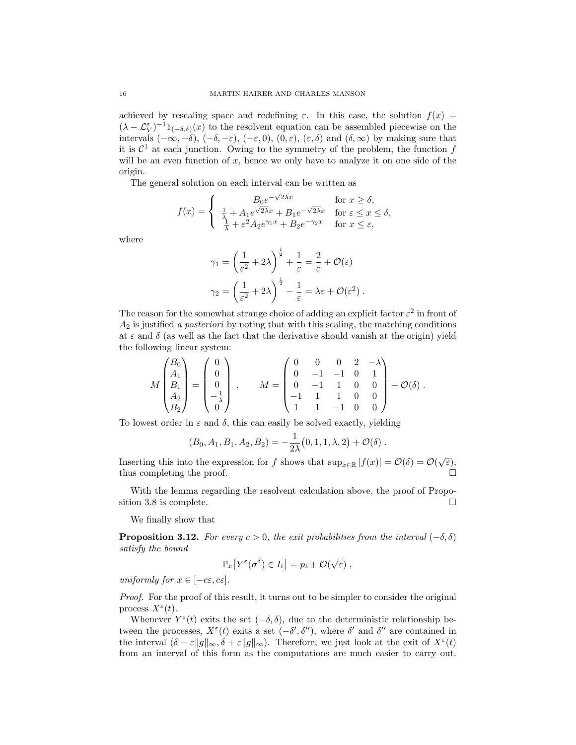achieved by rescaling space and redefining $\varepsilon$. In this case, the solution $f(x) = (\lambda - \mathcal{L}_V^\varepsilon)^{-1}1_{(-\delta,\delta)}(x)$ to the resolvent equation can be assembled piecewise on the intervals $(-\infty, -\delta)$, $(-\delta, -\varepsilon)$, $(-\varepsilon, 0)$, $(0, \varepsilon)$, $(\varepsilon, \delta)$ and $(\delta, \infty)$ by making sure that it is $\mathcal{C}^1$ at each junction. Owing to the symmetry of the problem, the function $f$ will be an even function of $x$, hence we only have to analyze it on one side of the origin.

The general solution on each interval can be written as

$$f(x) = \begin{cases} B_0 e^{-\sqrt{2\lambda}x} & \text{for } x \geq \delta, \\ \frac{1}{\lambda} + A_1 e^{\sqrt{2\lambda}x} + B_1 e^{-\sqrt{2\lambda}x} & \text{for } \varepsilon \leq x \leq \delta, \\ \frac{1}{\lambda} + \varepsilon^2 A_2 e^{\gamma_1 x} + B_2 e^{-\gamma_2 x} & \text{for } x \leq \varepsilon, \end{cases}$$

where

$$\gamma_1 = \left(\frac{1}{\varepsilon^2} + 2\lambda\right)^{\frac{1}{2}} + \frac{1}{\varepsilon} = \frac{2}{\varepsilon} + \mathcal{O}(\varepsilon)$$

$$\gamma_2 = \left(\frac{1}{\varepsilon^2} + 2\lambda\right)^{\frac{1}{2}} - \frac{1}{\varepsilon} = \lambda\varepsilon + \mathcal{O}(\varepsilon^2) \; .$$

The reason for the somewhat strange choice of adding an explicit factor $\varepsilon^2$ in front of $A_2$ is justified *a posteriori* by noting that with this scaling, the matching conditions at $\varepsilon$ and $\delta$ (as well as the fact that the derivative should vanish at the origin) yield the following linear system:

$$M \begin{pmatrix} B_0 \\ A_1 \\ B_1 \\ A_2 \\ B_2 \end{pmatrix} = \begin{pmatrix} 0 \\ 0 \\ 0 \\ -\frac{1}{\lambda} \\ 0 \end{pmatrix} \; , \qquad M = \begin{pmatrix} 0 & 0 & 0 & 2 & -\lambda \\ 0 & -1 & -1 & 0 & 1 \\ 0 & -1 & 1 & 0 & 0 \\ -1 & 1 & 1 & 0 & 0 \\ 1 & 1 & -1 & 0 & 0 \end{pmatrix} + \mathcal{O}(\delta) \; .$$

To lowest order in $\varepsilon$ and $\delta$, this can easily be solved exactly, yielding

$$(B_0, A_1, B_1, A_2, B_2) = -\frac{1}{2\lambda}\big(0, 1, 1, \lambda, 2\big) + \mathcal{O}(\delta) \; .$$

Inserting this into the expression for $f$ shows that $\sup_{x\in\mathbb{R}} |f(x)| = \mathcal{O}(\delta) = \mathcal{O}(\sqrt{\varepsilon})$, thus completing the proof. □

With the lemma regarding the resolvent calculation above, the proof of Proposition 3.8 is complete. □

We finally show that

**Proposition 3.12.** *For every $c > 0$, the exit probabilities from the interval $(-\delta, \delta)$ satisfy the bound*

$$\mathbb{P}_x\big[Y^\varepsilon(\sigma^\delta) \in I_i\big] = p_i + \mathcal{O}(\sqrt{\varepsilon}) \; ,$$

*uniformly for $x \in [-c\varepsilon, c\varepsilon]$.*

*Proof.* For the proof of this result, it turns out to be simpler to consider the original process $X^\varepsilon(t)$.

Whenever $Y^\varepsilon(t)$ exits the set $(-\delta, \delta)$, due to the deterministic relationship between the processes, $X^\varepsilon(t)$ exits a set $(-\delta', \delta'')$, where $\delta'$ and $\delta''$ are contained in the interval $(\delta - \varepsilon\|g\|_\infty, \delta + \varepsilon\|g\|_\infty)$. Therefore, we just look at the exit of $X^\varepsilon(t)$ from an interval of this form as the computations are much easier to carry out.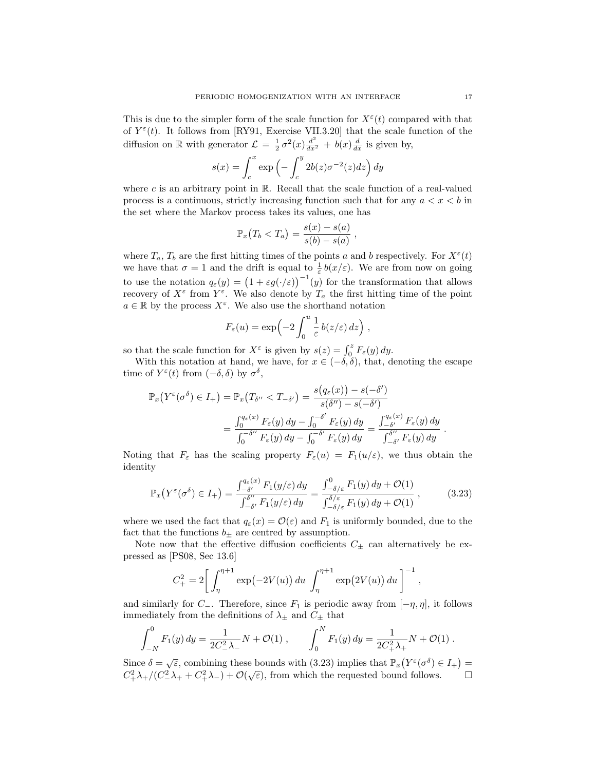This is due to the simpler form of the scale function for $X^\varepsilon(t)$ compared with that of $Y^\varepsilon(t)$. It follows from [RY91, Exercise VII.3.20] that the scale function of the diffusion on $\mathbb{R}$ with generator $\mathcal{L} = \frac{1}{2}\sigma^2(x)\frac{d^2}{dx^2} + b(x)\frac{d}{dx}$ is given by,

$$
s(x) = \int_c^x \exp\Big(-\int_c^y 2b(z)\sigma^{-2}(z)dz\Big)\,dy
$$

where $c$ is an arbitrary point in $\mathbb{R}$. Recall that the scale function of a real-valued process is a continuous, strictly increasing function such that for any $a < x < b$ in the set where the Markov process takes its values, one has

$$
\mathbb{P}_x\big(T_b < T_a\big) = \frac{s(x) - s(a)}{s(b) - s(a)}\;,
$$

where $T_a$, $T_b$ are the first hitting times of the points $a$ and $b$ respectively. For $X^\varepsilon(t)$ we have that $\sigma = 1$ and the drift is equal to $\frac{1}{\varepsilon}\,b(x/\varepsilon)$. We are from now on going to use the notation $q_\varepsilon(y) = \big(1 + \varepsilon g(\cdot/\varepsilon)\big)^{-1}(y)$ for the transformation that allows recovery of $X^\varepsilon$ from $Y^\varepsilon$. We also denote by $T_a$ the first hitting time of the point $a \in \mathbb{R}$ by the process $X^\varepsilon$. We also use the shorthand notation

$$
F_\varepsilon(u) = \exp\Big(-2\int_0^u \frac{1}{\varepsilon}\,b(z/\varepsilon)\,dz\Big)\;,
$$

so that the scale function for $X^\varepsilon$ is given by $s(z) = \int_0^z F_\varepsilon(y)\,dy$.

With this notation at hand, we have, for $x \in (-\delta, \delta)$, that, denoting the escape time of $Y^\varepsilon(t)$ from $(-\delta,\delta)$ by $\sigma^\delta$,

$$
\begin{aligned}
\mathbb{P}_x\big(Y^\varepsilon(\sigma^\delta) \in I_+\big) &= \mathbb{P}_x\big(T_{\delta''} < T_{-\delta'}\big) = \frac{s\big(q_\varepsilon(x)\big) - s(-\delta')}{s(\delta'') - s(-\delta')} \\
&= \frac{\int_0^{q_\varepsilon(x)} F_\varepsilon(y)\,dy - \int_0^{-\delta'} F_\varepsilon(y)\,dy}{\int_0^{-\delta''} F_\varepsilon(y)\,dy - \int_0^{-\delta'} F_\varepsilon(y)\,dy} = \frac{\int_{-\delta'}^{q_\varepsilon(x)} F_\varepsilon(y)\,dy}{\int_{-\delta'}^{\delta''} F_\varepsilon(y)\,dy}\;.
\end{aligned}
$$

Noting that $F_\varepsilon$ has the scaling property $F_\varepsilon(u) = F_1(u/\varepsilon)$, we thus obtain the identity

$$
\mathbb{P}_x\big(Y^\varepsilon(\sigma^\delta) \in I_+\big) = \frac{\int_{-\delta'}^{q_\varepsilon(x)} F_1(y/\varepsilon)\,dy}{\int_{-\delta'}^{\delta''} F_1(y/\varepsilon)\,dy} = \frac{\int_{-\delta/\varepsilon}^{0} F_1(y)\,dy + \mathcal{O}(1)}{\int_{-\delta/\varepsilon}^{\delta/\varepsilon} F_1(y)\,dy + \mathcal{O}(1)}\;, \tag{3.23}
$$

where we used the fact that $q_\varepsilon(x) = \mathcal{O}(\varepsilon)$ and $F_1$ is uniformly bounded, due to the fact that the functions $b_\pm$ are centred by assumption.

Note now that the effective diffusion coefficients $C_\pm$ can alternatively be expressed as [PS08, Sec 13.6]

$$
C_+^2 = 2\Big[\int_\eta^{\eta+1} \exp\big(-2V(u)\big)\,du\,\int_\eta^{\eta+1}\exp\big(2V(u)\big)\,du\Big]^{-1}\;,
$$

and similarly for $C_-$. Therefore, since $F_1$ is periodic away from $[-\eta,\eta]$, it follows immediately from the definitions of $\lambda_\pm$ and $C_\pm$ that

$$
\int_{-N}^0 F_1(y)\,dy = \frac{1}{2C_-^2\lambda_-}N + \mathcal{O}(1)\;, \qquad \int_0^N F_1(y)\,dy = \frac{1}{2C_+^2\lambda_+}N + \mathcal{O}(1)\;.
$$

Since $\delta = \sqrt{\varepsilon}$, combining these bounds with (3.23) implies that $\mathbb{P}_x\big(Y^\varepsilon(\sigma^\delta) \in I_+\big) = C_+^2\lambda_+/(C_-^2\lambda_+ + C_+^2\lambda_-) + \mathcal{O}(\sqrt{\varepsilon})$, from which the requested bound follows. □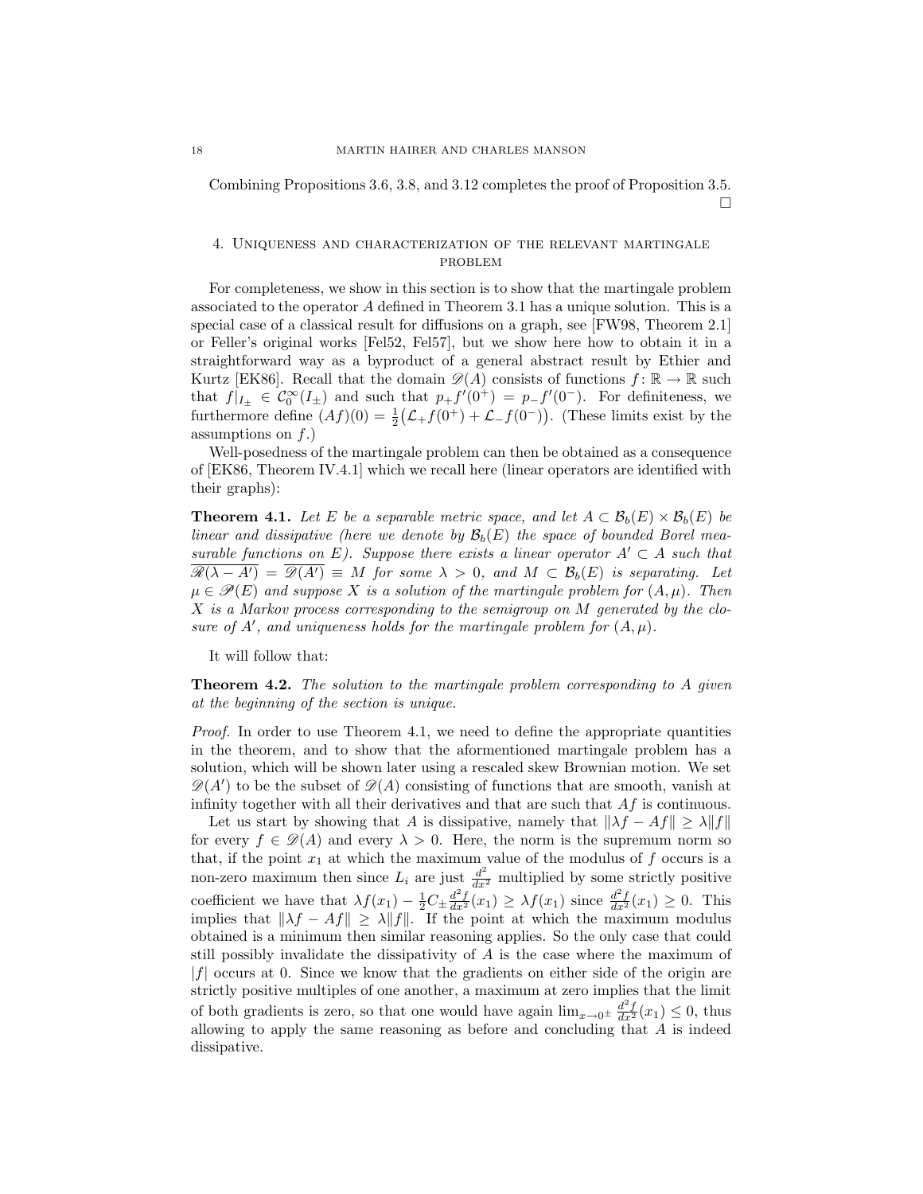Combining Propositions 3.6, 3.8, and 3.12 completes the proof of Proposition 3.5. □

## 4. Uniqueness and characterization of the relevant martingale problem

For completeness, we show in this section is to show that the martingale problem associated to the operator $A$ defined in Theorem 3.1 has a unique solution. This is a special case of a classical result for diffusions on a graph, see [FW98, Theorem 2.1] or Feller's original works [Fel52, Fel57], but we show here how to obtain it in a straightforward way as a byproduct of a general abstract result by Ethier and Kurtz [EK86]. Recall that the domain $\mathscr{D}(A)$ consists of functions $f\colon \mathbb{R} \to \mathbb{R}$ such that $f|_{I_\pm} \in \mathcal{C}_0^\infty(I_\pm)$ and such that $p_+ f'(0^+) = p_- f'(0^-)$. For definiteness, we furthermore define $(Af)(0) = \frac{1}{2}\big(\mathcal{L}_+ f(0^+) + \mathcal{L}_- f(0^-)\big)$. (These limits exist by the assumptions on $f$.)

Well-posedness of the martingale problem can then be obtained as a consequence of [EK86, Theorem IV.4.1] which we recall here (linear operators are identified with their graphs):

**Theorem 4.1.** *Let $E$ be a separable metric space, and let $A \subset \mathcal{B}_b(E) \times \mathcal{B}_b(E)$ be linear and dissipative (here we denote by $\mathcal{B}_b(E)$ the space of bounded Borel measurable functions on $E$). Suppose there exists a linear operator $A' \subset A$ such that $\overline{\mathscr{R}(\lambda - A')} = \overline{\mathscr{D}(A')} \equiv M$ for some $\lambda > 0$, and $M \subset \mathcal{B}_b(E)$ is separating. Let $\mu \in \mathscr{P}(E)$ and suppose $X$ is a solution of the martingale problem for $(A, \mu)$. Then $X$ is a Markov process corresponding to the semigroup on $M$ generated by the closure of $A'$, and uniqueness holds for the martingale problem for $(A, \mu)$.*

It will follow that:

**Theorem 4.2.** *The solution to the martingale problem corresponding to $A$ given at the beginning of the section is unique.*

*Proof.* In order to use Theorem 4.1, we need to define the appropriate quantities in the theorem, and to show that the aforementioned martingale problem has a solution, which will be shown later using a rescaled skew Brownian motion. We set $\mathscr{D}(A')$ to be the subset of $\mathscr{D}(A)$ consisting of functions that are smooth, vanish at infinity together with all their derivatives and that are such that $Af$ is continuous.

Let us start by showing that $A$ is dissipative, namely that $\|\lambda f - Af\| \geq \lambda \|f\|$ for every $f \in \mathscr{D}(A)$ and every $\lambda > 0$. Here, the norm is the supremum norm so that, if the point $x_1$ at which the maximum value of the modulus of $f$ occurs is a non-zero maximum then since $L_i$ are just $\frac{d^2}{dx^2}$ multiplied by some strictly positive coefficient we have that $\lambda f(x_1) - \frac{1}{2}C_\pm \frac{d^2 f}{dx^2}(x_1) \geq \lambda f(x_1)$ since $\frac{d^2 f}{dx^2}(x_1) \geq 0$. This implies that $\|\lambda f - Af\| \geq \lambda \|f\|$. If the point at which the maximum modulus obtained is a minimum then similar reasoning applies. So the only case that could still possibly invalidate the dissipativity of $A$ is the case where the maximum of $|f|$ occurs at 0. Since we know that the gradients on either side of the origin are strictly positive multiples of one another, a maximum at zero implies that the limit of both gradients is zero, so that one would have again $\lim_{x \to 0^\pm} \frac{d^2 f}{dx^2}(x_1) \leq 0$, thus allowing to apply the same reasoning as before and concluding that $A$ is indeed dissipative.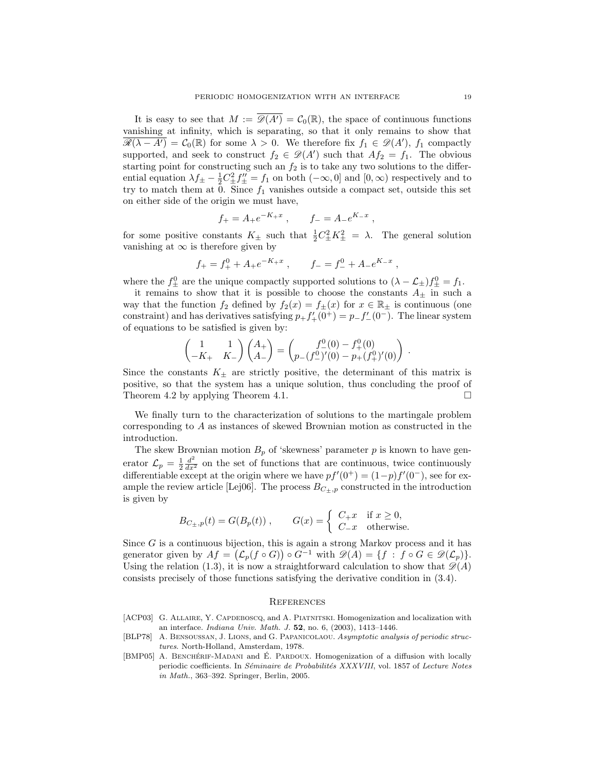It is easy to see that $M := \overline{\mathscr{D}(A')} = \mathcal{C}_0(\mathbb{R})$, the space of continuous functions vanishing at infinity, which is separating, so that it only remains to show that $\overline{\mathscr{R}(\lambda - A')} = \mathcal{C}_0(\mathbb{R})$ for some $\lambda > 0$. We therefore fix $f_1 \in \mathscr{D}(A')$, $f_1$ compactly supported, and seek to construct $f_2 \in \mathscr{D}(A')$ such that $Af_2 = f_1$. The obvious starting point for constructing such an $f_2$ is to take any two solutions to the differential equation $\lambda f_\pm - \frac{1}{2}C_\pm^2 f_\pm'' = f_1$ on both $(-\infty, 0]$ and $[0,\infty)$ respectively and to try to match them at 0. Since $f_1$ vanishes outside a compact set, outside this set on either side of the origin we must have,

$$f_+ = A_+ e^{-K_+ x} \;, \qquad f_- = A_- e^{K_- x} \;,$$

for some positive constants $K_\pm$ such that $\frac{1}{2}C_\pm^2 K_\pm^2 = \lambda$. The general solution vanishing at $\infty$ is therefore given by

$$f_+ = f_+^0 + A_+ e^{-K_+ x} \;, \qquad f_- = f_-^0 + A_- e^{K_- x} \;,$$

where the $f_\pm^0$ are the unique compactly supported solutions to $(\lambda - \mathcal{L}_\pm) f_\pm^0 = f_1$.

it remains to show that it is possible to choose the constants $A_\pm$ in such a way that the function $f_2$ defined by $f_2(x) = f_\pm(x)$ for $x \in \mathbb{R}_\pm$ is continuous (one constraint) and has derivatives satisfying $p_+ f_+'(0^+) = p_- f_-'(0^-)$. The linear system of equations to be satisfied is given by:

$$\begin{pmatrix} 1 & 1 \\ -K_+ & K_- \end{pmatrix} \begin{pmatrix} A_+ \\ A_- \end{pmatrix} = \begin{pmatrix} f_-^0(0) - f_+^0(0) \\ p_-(f_-^0)'(0) - p_+(f_+^0)'(0) \end{pmatrix} \;.$$

Since the constants $K_\pm$ are strictly positive, the determinant of this matrix is positive, so that the system has a unique solution, thus concluding the proof of Theorem 4.2 by applying Theorem 4.1. □

We finally turn to the characterization of solutions to the martingale problem corresponding to $A$ as instances of skewed Brownian motion as constructed in the introduction.

The skew Brownian motion $B_p$ of 'skewness' parameter $p$ is known to have generator $\mathcal{L}_p = \frac{1}{2}\frac{d^2}{dx^2}$ on the set of functions that are continuous, twice continuously differentiable except at the origin where we have $pf'(0^+) = (1-p)f'(0^-)$, see for example the review article [Lej06]. The process $B_{C_\pm,p}$ constructed in the introduction is given by

$$B_{C_\pm,p}(t) = G(B_p(t)) \;, \qquad G(x) = \begin{cases} C_+ x & \text{if } x \geq 0, \\ C_- x & \text{otherwise.} \end{cases}$$

Since $G$ is a continuous bijection, this is again a strong Markov process and it has generator given by $Af = \big(\mathcal{L}_p(f \circ G)\big) \circ G^{-1}$ with $\mathscr{D}(A) = \{f \,:\, f \circ G \in \mathscr{D}(\mathcal{L}_p)\}$. Using the relation (1.3), it is now a straightforward calculation to show that $\mathscr{D}(A)$ consists precisely of those functions satisfying the derivative condition in (3.4).

## References

[ACP03] G. Allaire, Y. Capdeboscq, and A. Piatnitski. Homogenization and localization with an interface. *Indiana Univ. Math. J.* **52**, no. 6, (2003), 1413–1446.

[BLP78] A. Bensoussan, J. Lions, and G. Papanicolaou. *Asymptotic analysis of periodic structures*. North-Holland, Amsterdam, 1978.

[BMP05] A. Benchérif-Madani and É. Pardoux. Homogenization of a diffusion with locally periodic coefficients. In *Séminaire de Probabilités XXXVIII*, vol. 1857 of *Lecture Notes in Math.*, 363–392. Springer, Berlin, 2005.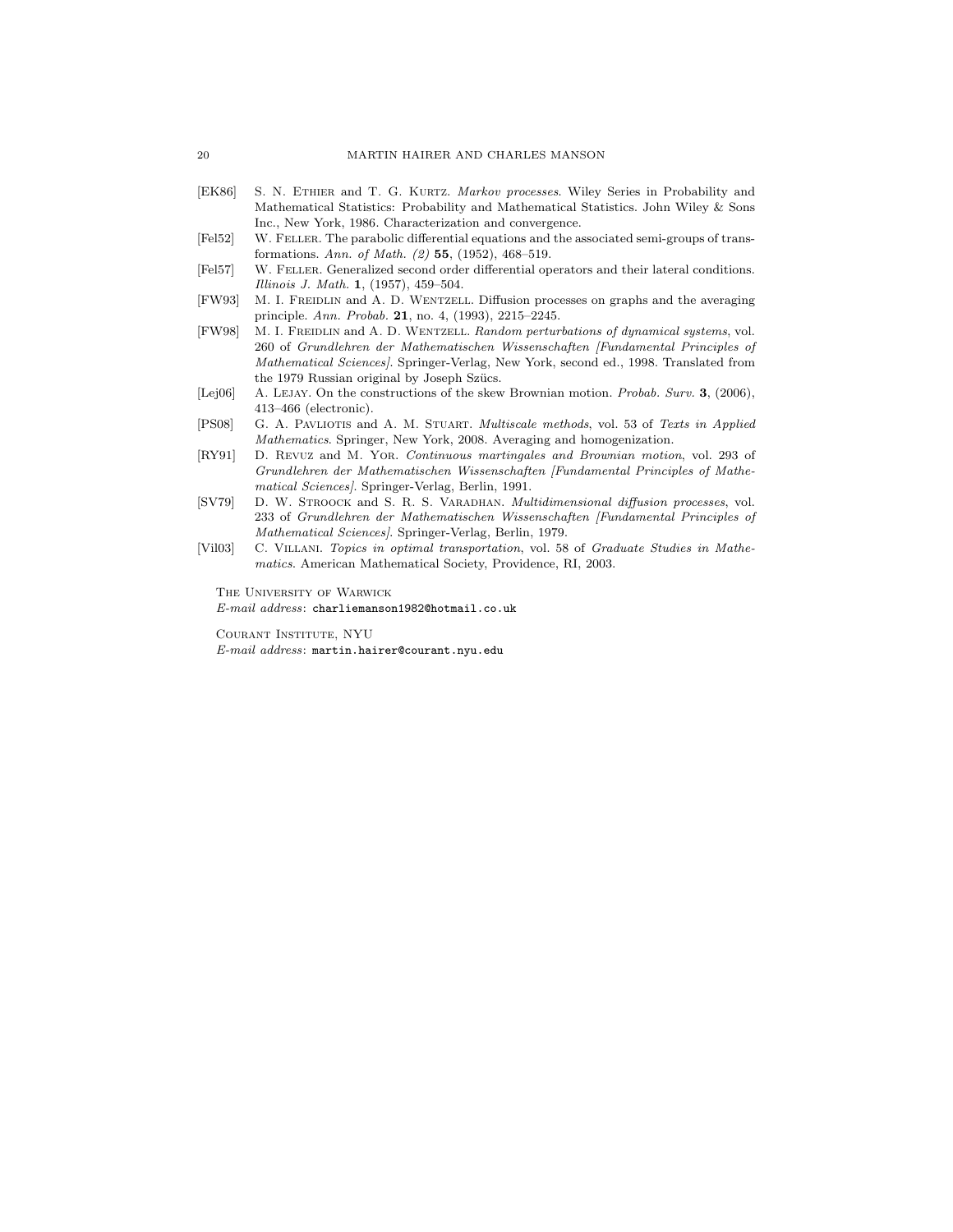[EK86] S. N. Ethier and T. G. Kurtz. *Markov processes*. Wiley Series in Probability and Mathematical Statistics: Probability and Mathematical Statistics. John Wiley & Sons Inc., New York, 1986. Characterization and convergence.

[Fel52] W. Feller. The parabolic differential equations and the associated semi-groups of transformations. *Ann. of Math. (2)* **55**, (1952), 468–519.

[Fel57] W. Feller. Generalized second order differential operators and their lateral conditions. *Illinois J. Math.* **1**, (1957), 459–504.

[FW93] M. I. Freidlin and A. D. Wentzell. Diffusion processes on graphs and the averaging principle. *Ann. Probab.* **21**, no. 4, (1993), 2215–2245.

[FW98] M. I. Freidlin and A. D. Wentzell. *Random perturbations of dynamical systems*, vol. 260 of *Grundlehren der Mathematischen Wissenschaften [Fundamental Principles of Mathematical Sciences]*. Springer-Verlag, New York, second ed., 1998. Translated from the 1979 Russian original by Joseph Szücs.

[Lej06] A. Lejay. On the constructions of the skew Brownian motion. *Probab. Surv.* **3**, (2006), 413–466 (electronic).

[PS08] G. A. Pavliotis and A. M. Stuart. *Multiscale methods*, vol. 53 of *Texts in Applied Mathematics*. Springer, New York, 2008. Averaging and homogenization.

[RY91] D. Revuz and M. Yor. *Continuous martingales and Brownian motion*, vol. 293 of *Grundlehren der Mathematischen Wissenschaften [Fundamental Principles of Mathematical Sciences]*. Springer-Verlag, Berlin, 1991.

[SV79] D. W. Stroock and S. R. S. Varadhan. *Multidimensional diffusion processes*, vol. 233 of *Grundlehren der Mathematischen Wissenschaften [Fundamental Principles of Mathematical Sciences]*. Springer-Verlag, Berlin, 1979.

[Vil03] C. Villani. *Topics in optimal transportation*, vol. 58 of *Graduate Studies in Mathematics*. American Mathematical Society, Providence, RI, 2003.

The University of Warwick
*E-mail address*: charliemanson1982@hotmail.co.uk

Courant Institute, NYU
*E-mail address*: martin.hairer@courant.nyu.edu